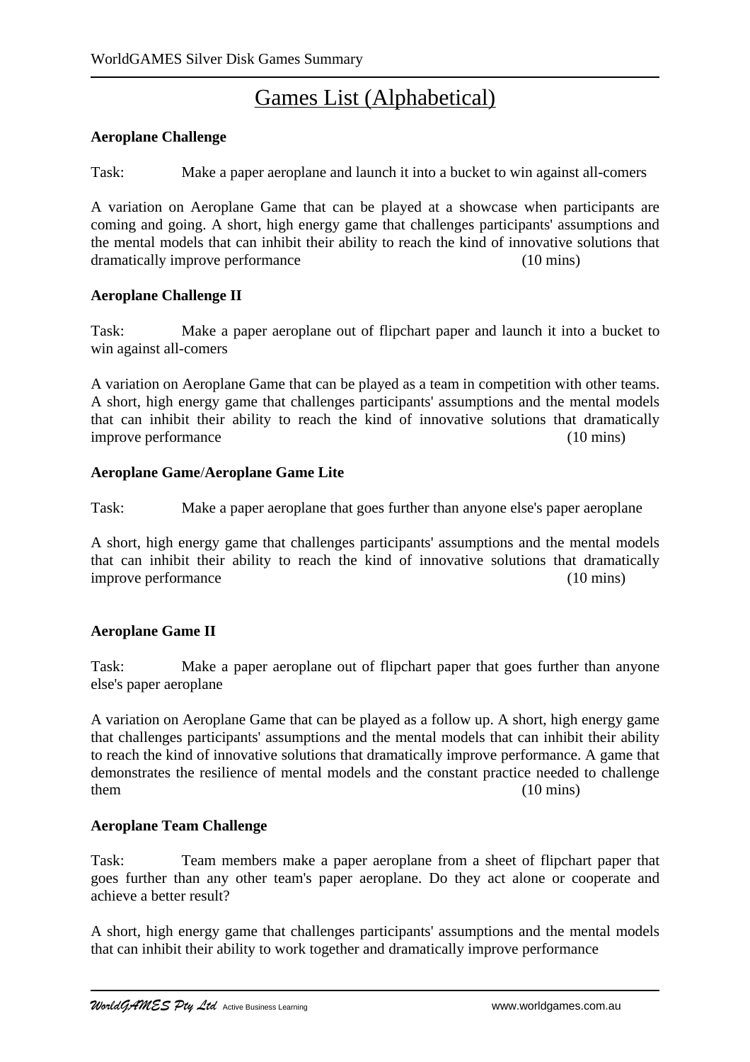# Games List (Alphabetical)

**Aeroplane Challenge**

Task: Make a paper aeroplane and launch it into a bucket to win against all-comers

A variation on Aeroplane Game that can be played at a showcase when participants are coming and going. A short, high energy game that challenges participants' assumptions and the mental models that can inhibit their ability to reach the kind of innovative solutions that dramatically improve performance (10 mins)

**Aeroplane Challenge II**

Task: Make a paper aeroplane out of flipchart paper and launch it into a bucket to win against all-comers

A variation on Aeroplane Game that can be played as a team in competition with other teams. A short, high energy game that challenges participants' assumptions and the mental models that can inhibit their ability to reach the kind of innovative solutions that dramatically improve performance (10 mins)

**Aeroplane Game**/**Aeroplane Game Lite**

Task: Make a paper aeroplane that goes further than anyone else's paper aeroplane

A short, high energy game that challenges participants' assumptions and the mental models that can inhibit their ability to reach the kind of innovative solutions that dramatically improve performance (10 mins)

**Aeroplane Game II**

Task: Make a paper aeroplane out of flipchart paper that goes further than anyone else's paper aeroplane

A variation on Aeroplane Game that can be played as a follow up. A short, high energy game that challenges participants' assumptions and the mental models that can inhibit their ability to reach the kind of innovative solutions that dramatically improve performance. A game that demonstrates the resilience of mental models and the constant practice needed to challenge them (10 mins)

**Aeroplane Team Challenge**

Task: Team members make a paper aeroplane from a sheet of flipchart paper that goes further than any other team's paper aeroplane. Do they act alone or cooperate and achieve a better result?

A short, high energy game that challenges participants' assumptions and the mental models that can inhibit their ability to work together and dramatically improve performance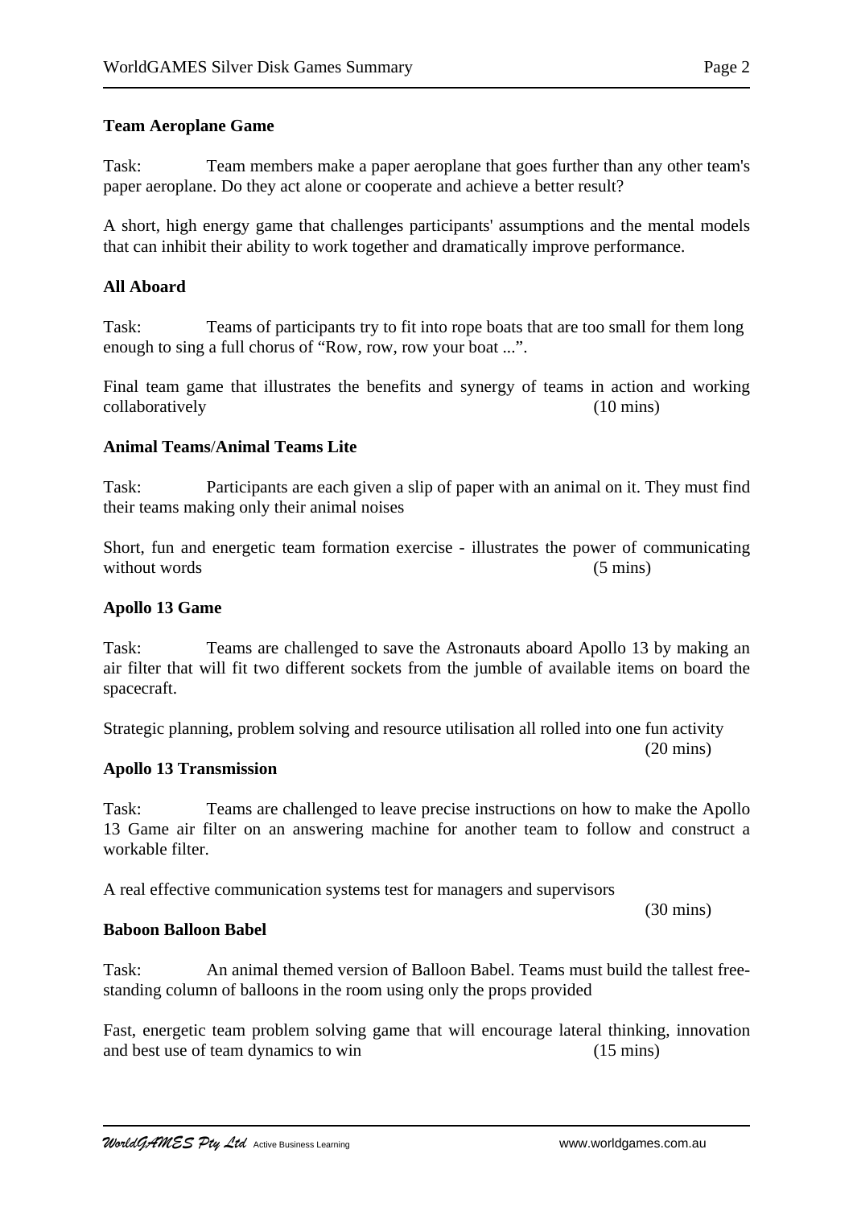**Team Aeroplane Game**

Task: Team members make a paper aeroplane that goes further than any other team's paper aeroplane. Do they act alone or cooperate and achieve a better result?

A short, high energy game that challenges participants' assumptions and the mental models that can inhibit their ability to work together and dramatically improve performance.

**All Aboard**

Task: Teams of participants try to fit into rope boats that are too small for them long enough to sing a full chorus of "Row, row, row your boat ...".

Final team game that illustrates the benefits and synergy of teams in action and working collaboratively (10 mins)

**Animal Teams/Animal Teams Lite**

Task: Participants are each given a slip of paper with an animal on it. They must find their teams making only their animal noises

Short, fun and energetic team formation exercise - illustrates the power of communicating without words (5 mins)

**Apollo 13 Game**

Task: Teams are challenged to save the Astronauts aboard Apollo 13 by making an air filter that will fit two different sockets from the jumble of available items on board the spacecraft.

Strategic planning, problem solving and resource utilisation all rolled into one fun activity (20 mins)

**Apollo 13 Transmission**

Task: Teams are challenged to leave precise instructions on how to make the Apollo 13 Game air filter on an answering machine for another team to follow and construct a workable filter.

A real effective communication systems test for managers and supervisors (30 mins)

**Baboon Balloon Babel**

Task: An animal themed version of Balloon Babel. Teams must build the tallest free-standing column of balloons in the room using only the props provided

Fast, energetic team problem solving game that will encourage lateral thinking, innovation and best use of team dynamics to win (15 mins)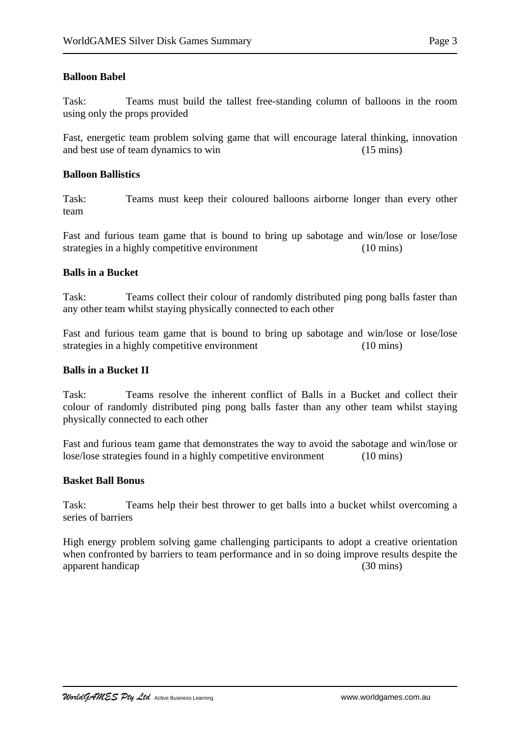**Balloon Babel**

Task: Teams must build the tallest free-standing column of balloons in the room using only the props provided

Fast, energetic team problem solving game that will encourage lateral thinking, innovation and best use of team dynamics to win (15 mins)

**Balloon Ballistics**

Task: Teams must keep their coloured balloons airborne longer than every other team

Fast and furious team game that is bound to bring up sabotage and win/lose or lose/lose strategies in a highly competitive environment (10 mins)

**Balls in a Bucket**

Task: Teams collect their colour of randomly distributed ping pong balls faster than any other team whilst staying physically connected to each other

Fast and furious team game that is bound to bring up sabotage and win/lose or lose/lose strategies in a highly competitive environment (10 mins)

**Balls in a Bucket II**

Task: Teams resolve the inherent conflict of Balls in a Bucket and collect their colour of randomly distributed ping pong balls faster than any other team whilst staying physically connected to each other

Fast and furious team game that demonstrates the way to avoid the sabotage and win/lose or lose/lose strategies found in a highly competitive environment (10 mins)

**Basket Ball Bonus**

Task: Teams help their best thrower to get balls into a bucket whilst overcoming a series of barriers

High energy problem solving game challenging participants to adopt a creative orientation when confronted by barriers to team performance and in so doing improve results despite the apparent handicap (30 mins)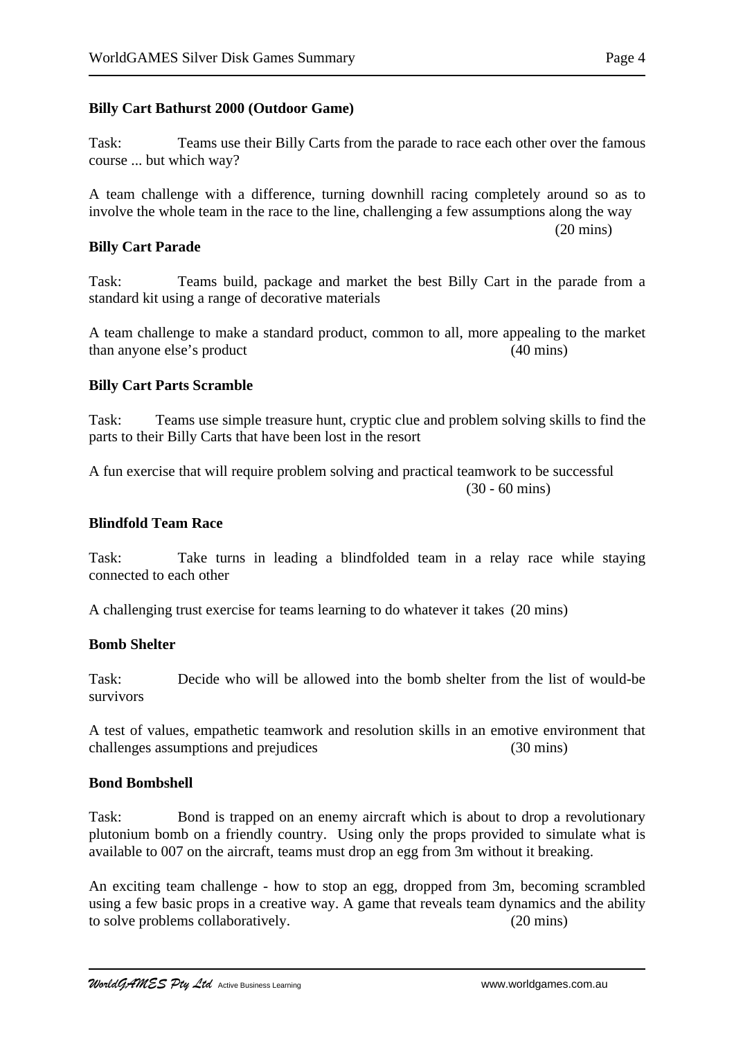**Billy Cart Bathurst 2000 (Outdoor Game)**

Task: Teams use their Billy Carts from the parade to race each other over the famous course ... but which way?

A team challenge with a difference, turning downhill racing completely around so as to involve the whole team in the race to the line, challenging a few assumptions along the way (20 mins)

**Billy Cart Parade**

Task: Teams build, package and market the best Billy Cart in the parade from a standard kit using a range of decorative materials

A team challenge to make a standard product, common to all, more appealing to the market than anyone else's product (40 mins)

**Billy Cart Parts Scramble**

Task: Teams use simple treasure hunt, cryptic clue and problem solving skills to find the parts to their Billy Carts that have been lost in the resort

A fun exercise that will require problem solving and practical teamwork to be successful (30 - 60 mins)

**Blindfold Team Race**

Task: Take turns in leading a blindfolded team in a relay race while staying connected to each other

A challenging trust exercise for teams learning to do whatever it takes (20 mins)

**Bomb Shelter**

Task: Decide who will be allowed into the bomb shelter from the list of would-be survivors

A test of values, empathetic teamwork and resolution skills in an emotive environment that challenges assumptions and prejudices (30 mins)

**Bond Bombshell**

Task: Bond is trapped on an enemy aircraft which is about to drop a revolutionary plutonium bomb on a friendly country. Using only the props provided to simulate what is available to 007 on the aircraft, teams must drop an egg from 3m without it breaking.

An exciting team challenge - how to stop an egg, dropped from 3m, becoming scrambled using a few basic props in a creative way. A game that reveals team dynamics and the ability to solve problems collaboratively. (20 mins)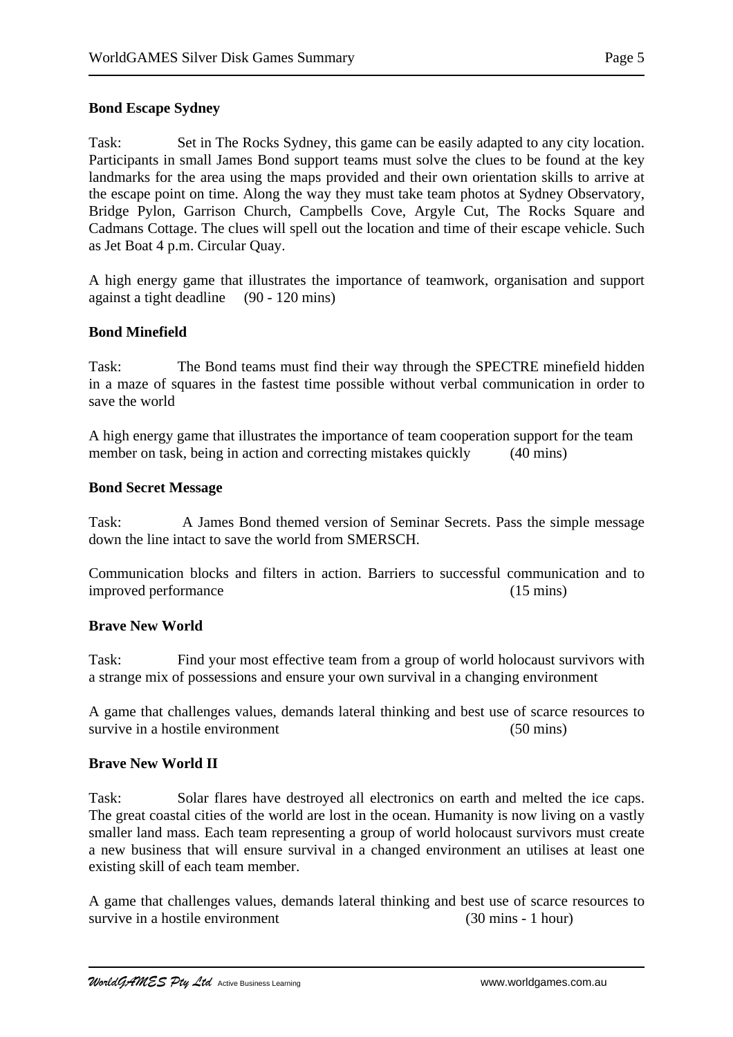**Bond Escape Sydney**

Task: Set in The Rocks Sydney, this game can be easily adapted to any city location. Participants in small James Bond support teams must solve the clues to be found at the key landmarks for the area using the maps provided and their own orientation skills to arrive at the escape point on time. Along the way they must take team photos at Sydney Observatory, Bridge Pylon, Garrison Church, Campbells Cove, Argyle Cut, The Rocks Square and Cadmans Cottage. The clues will spell out the location and time of their escape vehicle. Such as Jet Boat 4 p.m. Circular Quay.

A high energy game that illustrates the importance of teamwork, organisation and support against a tight deadline (90 - 120 mins)

**Bond Minefield**

Task: The Bond teams must find their way through the SPECTRE minefield hidden in a maze of squares in the fastest time possible without verbal communication in order to save the world

A high energy game that illustrates the importance of team cooperation support for the team member on task, being in action and correcting mistakes quickly (40 mins)

**Bond Secret Message**

Task: A James Bond themed version of Seminar Secrets. Pass the simple message down the line intact to save the world from SMERSCH.

Communication blocks and filters in action. Barriers to successful communication and to improved performance (15 mins)

**Brave New World**

Task: Find your most effective team from a group of world holocaust survivors with a strange mix of possessions and ensure your own survival in a changing environment

A game that challenges values, demands lateral thinking and best use of scarce resources to survive in a hostile environment (50 mins)

**Brave New World II**

Task: Solar flares have destroyed all electronics on earth and melted the ice caps. The great coastal cities of the world are lost in the ocean. Humanity is now living on a vastly smaller land mass. Each team representing a group of world holocaust survivors must create a new business that will ensure survival in a changed environment an utilises at least one existing skill of each team member.

A game that challenges values, demands lateral thinking and best use of scarce resources to survive in a hostile environment (30 mins - 1 hour)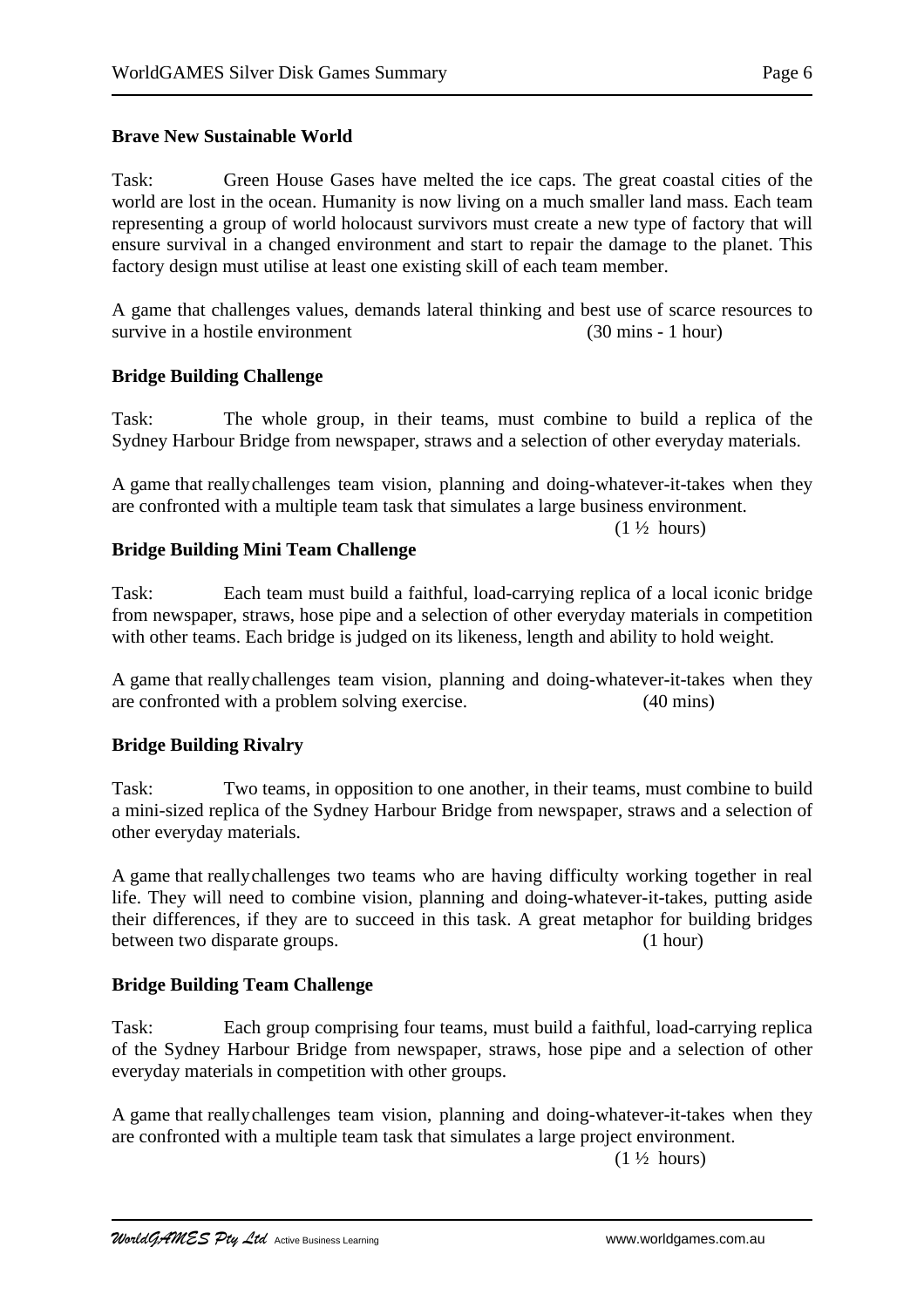**Brave New Sustainable World**

Task: Green House Gases have melted the ice caps. The great coastal cities of the world are lost in the ocean. Humanity is now living on a much smaller land mass. Each team representing a group of world holocaust survivors must create a new type of factory that will ensure survival in a changed environment and start to repair the damage to the planet. This factory design must utilise at least one existing skill of each team member.

A game that challenges values, demands lateral thinking and best use of scarce resources to survive in a hostile environment (30 mins - 1 hour)

**Bridge Building Challenge**

Task: The whole group, in their teams, must combine to build a replica of the Sydney Harbour Bridge from newspaper, straws and a selection of other everyday materials.

A game that really challenges team vision, planning and doing-whatever-it-takes when they are confronted with a multiple team task that simulates a large business environment. (1 ½ hours)

**Bridge Building Mini Team Challenge**

Task: Each team must build a faithful, load-carrying replica of a local iconic bridge from newspaper, straws, hose pipe and a selection of other everyday materials in competition with other teams. Each bridge is judged on its likeness, length and ability to hold weight.

A game that really challenges team vision, planning and doing-whatever-it-takes when they are confronted with a problem solving exercise. (40 mins)

**Bridge Building Rivalry**

Task: Two teams, in opposition to one another, in their teams, must combine to build a mini-sized replica of the Sydney Harbour Bridge from newspaper, straws and a selection of other everyday materials.

A game that really challenges two teams who are having difficulty working together in real life. They will need to combine vision, planning and doing-whatever-it-takes, putting aside their differences, if they are to succeed in this task. A great metaphor for building bridges between two disparate groups. (1 hour)

**Bridge Building Team Challenge**

Task: Each group comprising four teams, must build a faithful, load-carrying replica of the Sydney Harbour Bridge from newspaper, straws, hose pipe and a selection of other everyday materials in competition with other groups.

A game that really challenges team vision, planning and doing-whatever-it-takes when they are confronted with a multiple team task that simulates a large project environment. (1 ½ hours)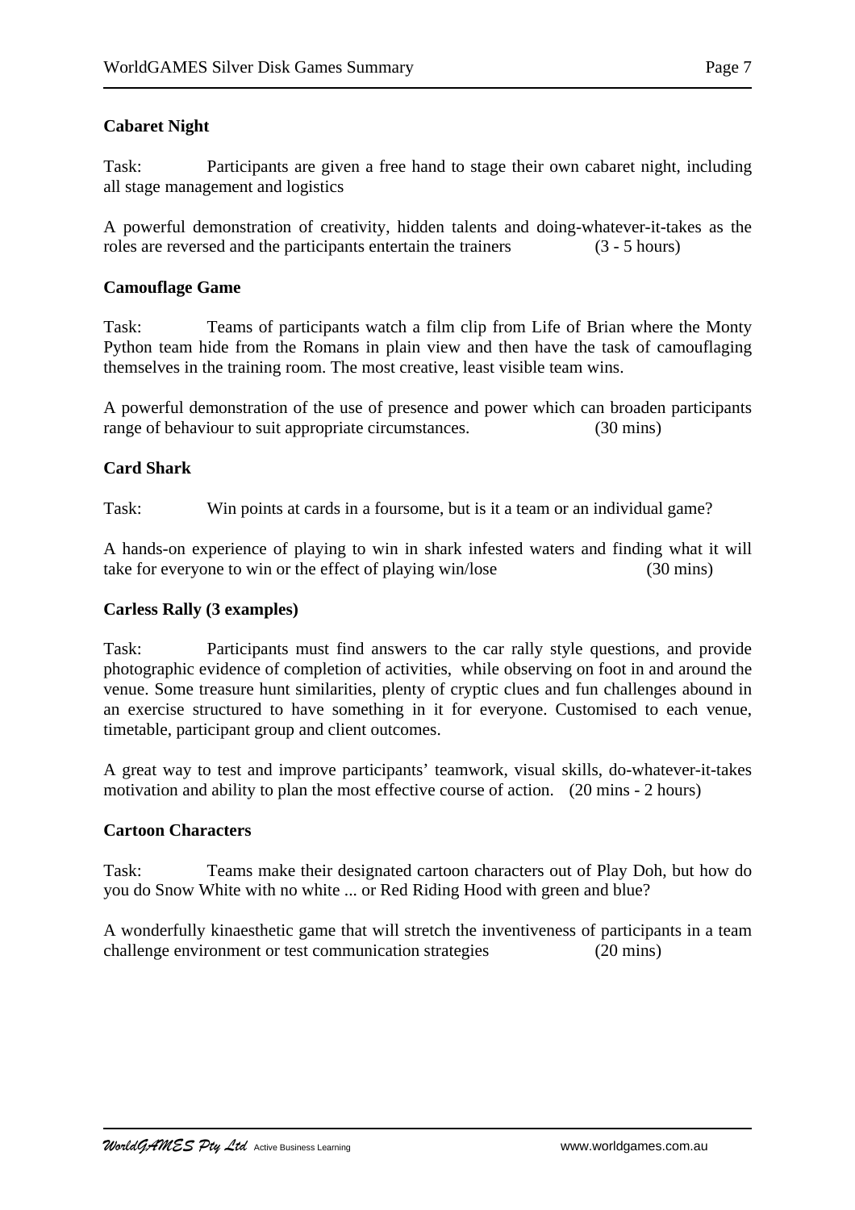**Cabaret Night**

Task: Participants are given a free hand to stage their own cabaret night, including all stage management and logistics

A powerful demonstration of creativity, hidden talents and doing-whatever-it-takes as the roles are reversed and the participants entertain the trainers (3 - 5 hours)

**Camouflage Game**

Task: Teams of participants watch a film clip from Life of Brian where the Monty Python team hide from the Romans in plain view and then have the task of camouflaging themselves in the training room. The most creative, least visible team wins.

A powerful demonstration of the use of presence and power which can broaden participants range of behaviour to suit appropriate circumstances. (30 mins)

**Card Shark**

Task: Win points at cards in a foursome, but is it a team or an individual game?

A hands-on experience of playing to win in shark infested waters and finding what it will take for everyone to win or the effect of playing win/lose (30 mins)

**Carless Rally (3 examples)**

Task: Participants must find answers to the car rally style questions, and provide photographic evidence of completion of activities, while observing on foot in and around the venue. Some treasure hunt similarities, plenty of cryptic clues and fun challenges abound in an exercise structured to have something in it for everyone. Customised to each venue, timetable, participant group and client outcomes.

A great way to test and improve participants' teamwork, visual skills, do-whatever-it-takes motivation and ability to plan the most effective course of action. (20 mins - 2 hours)

**Cartoon Characters**

Task: Teams make their designated cartoon characters out of Play Doh, but how do you do Snow White with no white ... or Red Riding Hood with green and blue?

A wonderfully kinaesthetic game that will stretch the inventiveness of participants in a team challenge environment or test communication strategies (20 mins)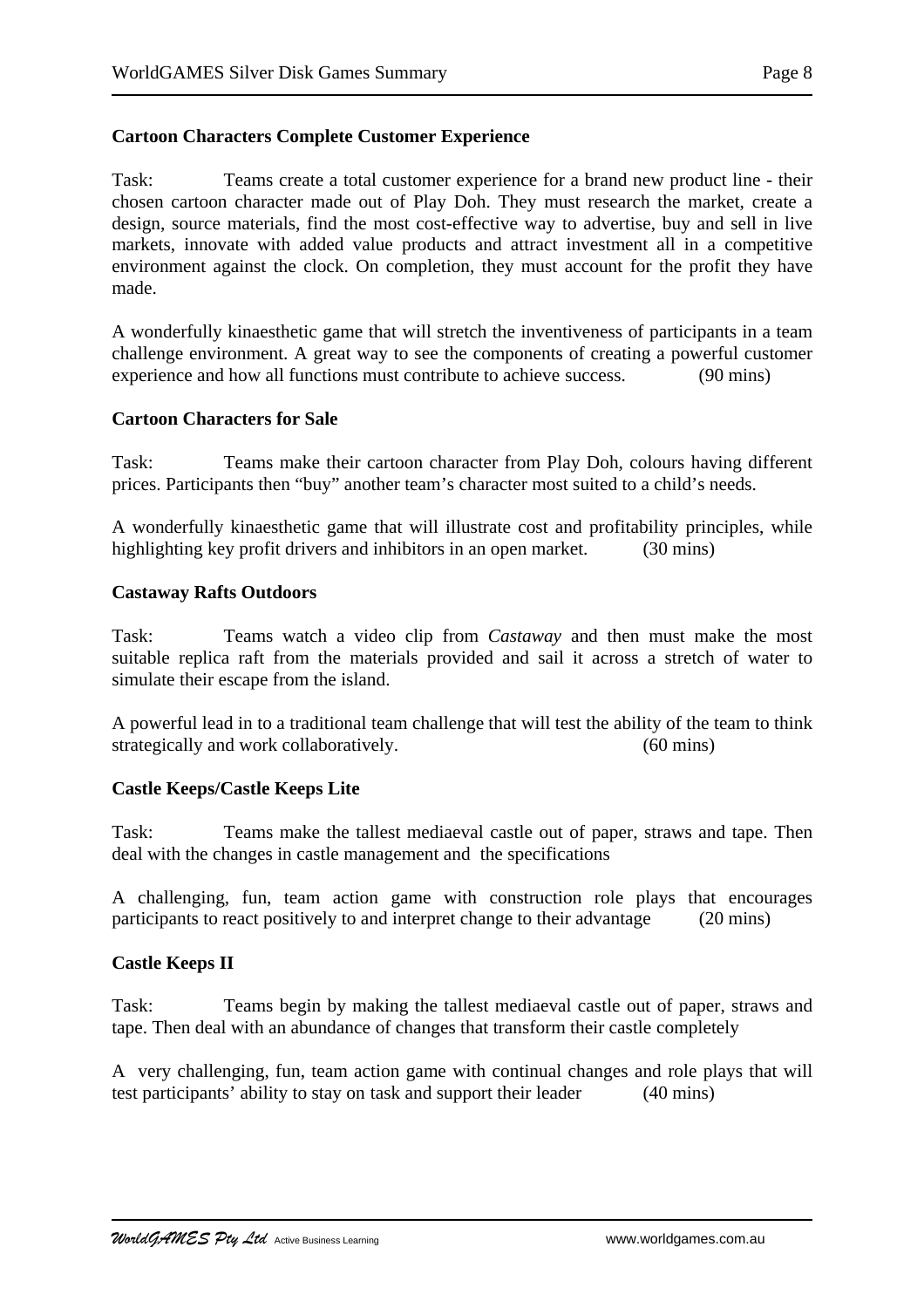**Cartoon Characters Complete Customer Experience**

Task: Teams create a total customer experience for a brand new product line - their chosen cartoon character made out of Play Doh. They must research the market, create a design, source materials, find the most cost-effective way to advertise, buy and sell in live markets, innovate with added value products and attract investment all in a competitive environment against the clock. On completion, they must account for the profit they have made.

A wonderfully kinaesthetic game that will stretch the inventiveness of participants in a team challenge environment. A great way to see the components of creating a powerful customer experience and how all functions must contribute to achieve success. (90 mins)

**Cartoon Characters for Sale**

Task: Teams make their cartoon character from Play Doh, colours having different prices. Participants then "buy" another team's character most suited to a child's needs.

A wonderfully kinaesthetic game that will illustrate cost and profitability principles, while highlighting key profit drivers and inhibitors in an open market. (30 mins)

**Castaway Rafts Outdoors**

Task: Teams watch a video clip from *Castaway* and then must make the most suitable replica raft from the materials provided and sail it across a stretch of water to simulate their escape from the island.

A powerful lead in to a traditional team challenge that will test the ability of the team to think strategically and work collaboratively. (60 mins)

**Castle Keeps/Castle Keeps Lite**

Task: Teams make the tallest mediaeval castle out of paper, straws and tape. Then deal with the changes in castle management and the specifications

A challenging, fun, team action game with construction role plays that encourages participants to react positively to and interpret change to their advantage (20 mins)

**Castle Keeps II**

Task: Teams begin by making the tallest mediaeval castle out of paper, straws and tape. Then deal with an abundance of changes that transform their castle completely

A very challenging, fun, team action game with continual changes and role plays that will test participants' ability to stay on task and support their leader (40 mins)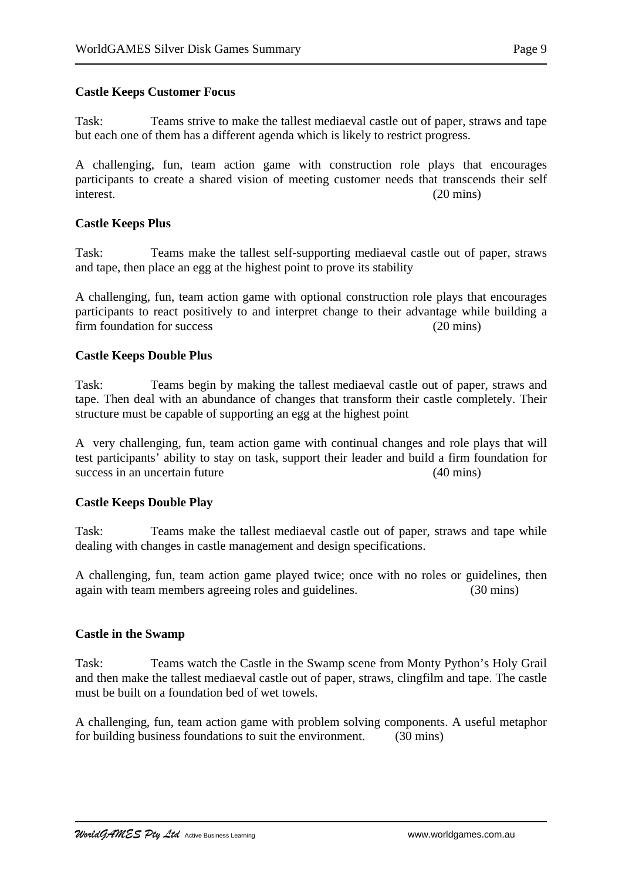**Castle Keeps Customer Focus**

Task: Teams strive to make the tallest mediaeval castle out of paper, straws and tape but each one of them has a different agenda which is likely to restrict progress.

A challenging, fun, team action game with construction role plays that encourages participants to create a shared vision of meeting customer needs that transcends their self interest. (20 mins)

**Castle Keeps Plus**

Task: Teams make the tallest self-supporting mediaeval castle out of paper, straws and tape, then place an egg at the highest point to prove its stability

A challenging, fun, team action game with optional construction role plays that encourages participants to react positively to and interpret change to their advantage while building a firm foundation for success (20 mins)

**Castle Keeps Double Plus**

Task: Teams begin by making the tallest mediaeval castle out of paper, straws and tape. Then deal with an abundance of changes that transform their castle completely. Their structure must be capable of supporting an egg at the highest point

A very challenging, fun, team action game with continual changes and role plays that will test participants' ability to stay on task, support their leader and build a firm foundation for success in an uncertain future (40 mins)

**Castle Keeps Double Play**

Task: Teams make the tallest mediaeval castle out of paper, straws and tape while dealing with changes in castle management and design specifications.

A challenging, fun, team action game played twice; once with no roles or guidelines, then again with team members agreeing roles and guidelines. (30 mins)

**Castle in the Swamp**

Task: Teams watch the Castle in the Swamp scene from Monty Python's Holy Grail and then make the tallest mediaeval castle out of paper, straws, clingfilm and tape. The castle must be built on a foundation bed of wet towels.

A challenging, fun, team action game with problem solving components. A useful metaphor for building business foundations to suit the environment. (30 mins)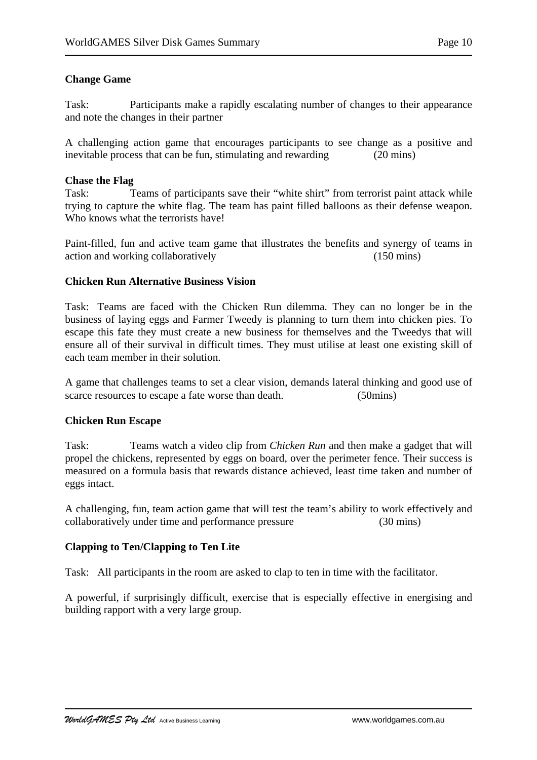**Change Game**

Task: Participants make a rapidly escalating number of changes to their appearance and note the changes in their partner

A challenging action game that encourages participants to see change as a positive and inevitable process that can be fun, stimulating and rewarding (20 mins)

**Chase the Flag**

Task: Teams of participants save their "white shirt" from terrorist paint attack while trying to capture the white flag. The team has paint filled balloons as their defense weapon. Who knows what the terrorists have!

Paint-filled, fun and active team game that illustrates the benefits and synergy of teams in action and working collaboratively (150 mins)

**Chicken Run Alternative Business Vision**

Task: Teams are faced with the Chicken Run dilemma. They can no longer be in the business of laying eggs and Farmer Tweedy is planning to turn them into chicken pies. To escape this fate they must create a new business for themselves and the Tweedys that will ensure all of their survival in difficult times. They must utilise at least one existing skill of each team member in their solution.

A game that challenges teams to set a clear vision, demands lateral thinking and good use of scarce resources to escape a fate worse than death. (50mins)

**Chicken Run Escape**

Task: Teams watch a video clip from *Chicken Run* and then make a gadget that will propel the chickens, represented by eggs on board, over the perimeter fence. Their success is measured on a formula basis that rewards distance achieved, least time taken and number of eggs intact.

A challenging, fun, team action game that will test the team's ability to work effectively and collaboratively under time and performance pressure (30 mins)

**Clapping to Ten/Clapping to Ten Lite**

Task: All participants in the room are asked to clap to ten in time with the facilitator.

A powerful, if surprisingly difficult, exercise that is especially effective in energising and building rapport with a very large group.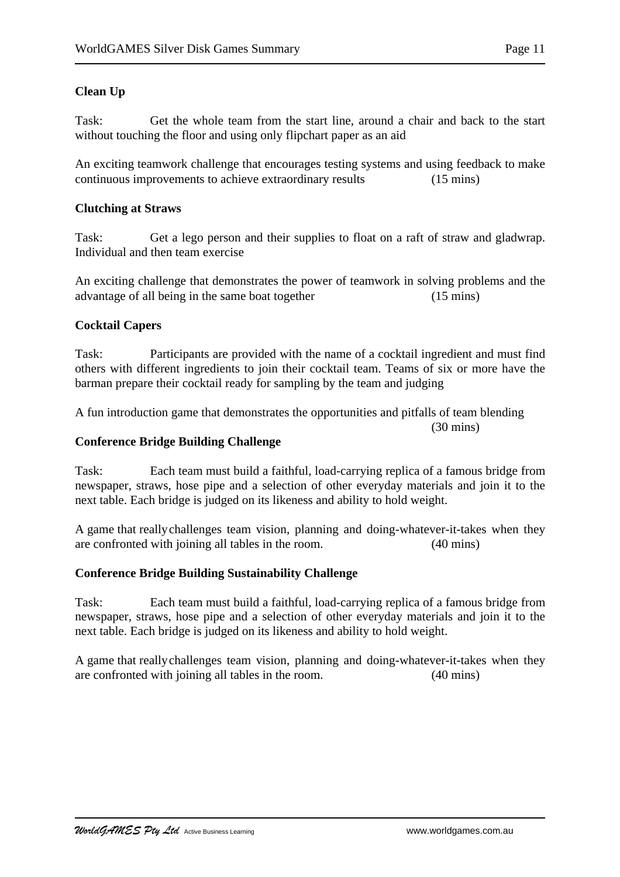**Clean Up**

Task: Get the whole team from the start line, around a chair and back to the start without touching the floor and using only flipchart paper as an aid

An exciting teamwork challenge that encourages testing systems and using feedback to make continuous improvements to achieve extraordinary results (15 mins)

**Clutching at Straws**

Task: Get a lego person and their supplies to float on a raft of straw and gladwrap. Individual and then team exercise

An exciting challenge that demonstrates the power of teamwork in solving problems and the advantage of all being in the same boat together (15 mins)

**Cocktail Capers**

Task: Participants are provided with the name of a cocktail ingredient and must find others with different ingredients to join their cocktail team. Teams of six or more have the barman prepare their cocktail ready for sampling by the team and judging

A fun introduction game that demonstrates the opportunities and pitfalls of team blending (30 mins)

**Conference Bridge Building Challenge**

Task: Each team must build a faithful, load-carrying replica of a famous bridge from newspaper, straws, hose pipe and a selection of other everyday materials and join it to the next table. Each bridge is judged on its likeness and ability to hold weight.

A game that really challenges team vision, planning and doing-whatever-it-takes when they are confronted with joining all tables in the room. (40 mins)

**Conference Bridge Building Sustainability Challenge**

Task: Each team must build a faithful, load-carrying replica of a famous bridge from newspaper, straws, hose pipe and a selection of other everyday materials and join it to the next table. Each bridge is judged on its likeness and ability to hold weight.

A game that really challenges team vision, planning and doing-whatever-it-takes when they are confronted with joining all tables in the room. (40 mins)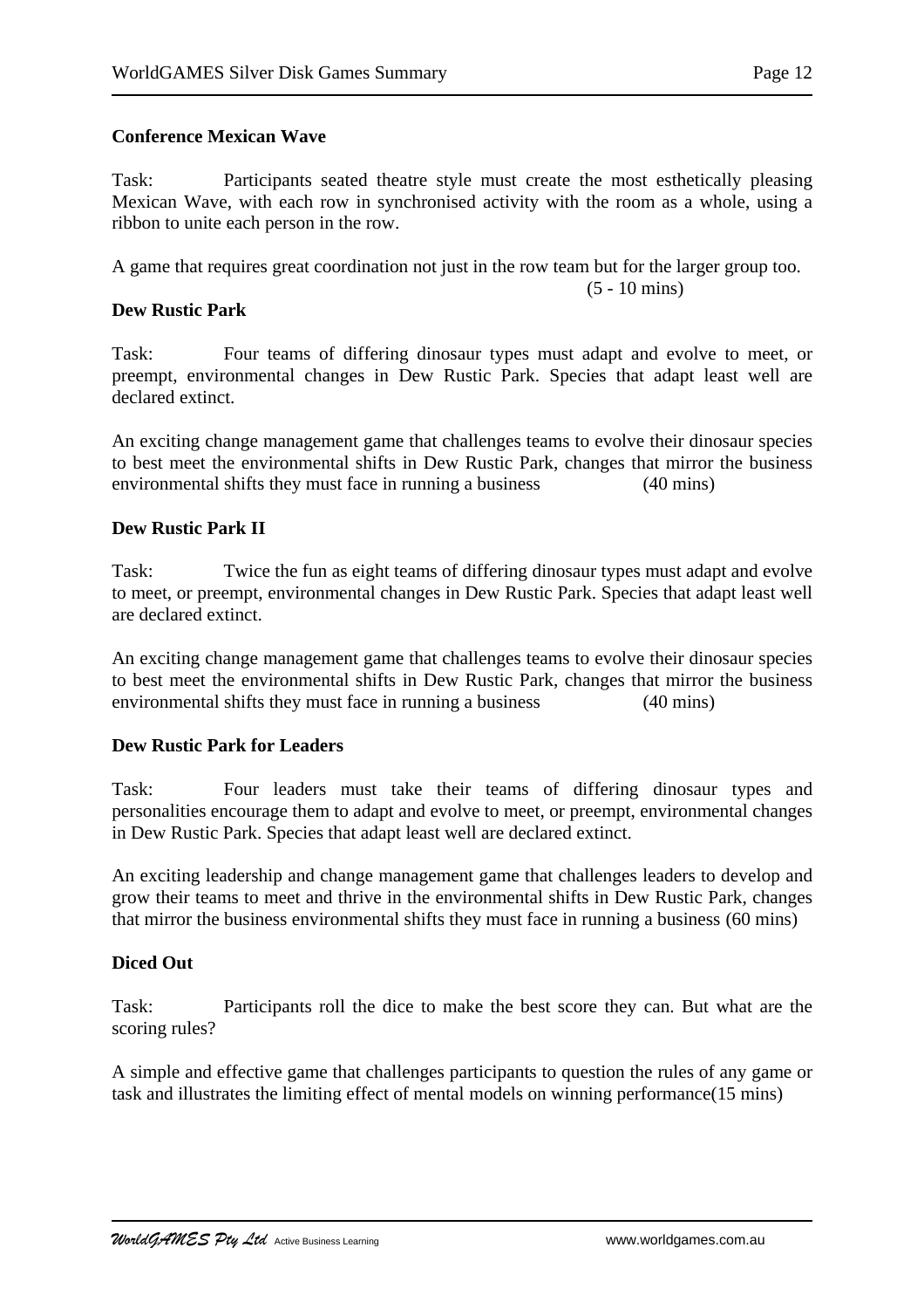**Conference Mexican Wave**

Task: Participants seated theatre style must create the most esthetically pleasing Mexican Wave, with each row in synchronised activity with the room as a whole, using a ribbon to unite each person in the row.

A game that requires great coordination not just in the row team but for the larger group too. (5 - 10 mins)

**Dew Rustic Park**

Task: Four teams of differing dinosaur types must adapt and evolve to meet, or preempt, environmental changes in Dew Rustic Park. Species that adapt least well are declared extinct.

An exciting change management game that challenges teams to evolve their dinosaur species to best meet the environmental shifts in Dew Rustic Park, changes that mirror the business environmental shifts they must face in running a business (40 mins)

**Dew Rustic Park II**

Task: Twice the fun as eight teams of differing dinosaur types must adapt and evolve to meet, or preempt, environmental changes in Dew Rustic Park. Species that adapt least well are declared extinct.

An exciting change management game that challenges teams to evolve their dinosaur species to best meet the environmental shifts in Dew Rustic Park, changes that mirror the business environmental shifts they must face in running a business (40 mins)

**Dew Rustic Park for Leaders**

Task: Four leaders must take their teams of differing dinosaur types and personalities encourage them to adapt and evolve to meet, or preempt, environmental changes in Dew Rustic Park. Species that adapt least well are declared extinct.

An exciting leadership and change management game that challenges leaders to develop and grow their teams to meet and thrive in the environmental shifts in Dew Rustic Park, changes that mirror the business environmental shifts they must face in running a business (60 mins)

**Diced Out**

Task: Participants roll the dice to make the best score they can. But what are the scoring rules?

A simple and effective game that challenges participants to question the rules of any game or task and illustrates the limiting effect of mental models on winning performance(15 mins)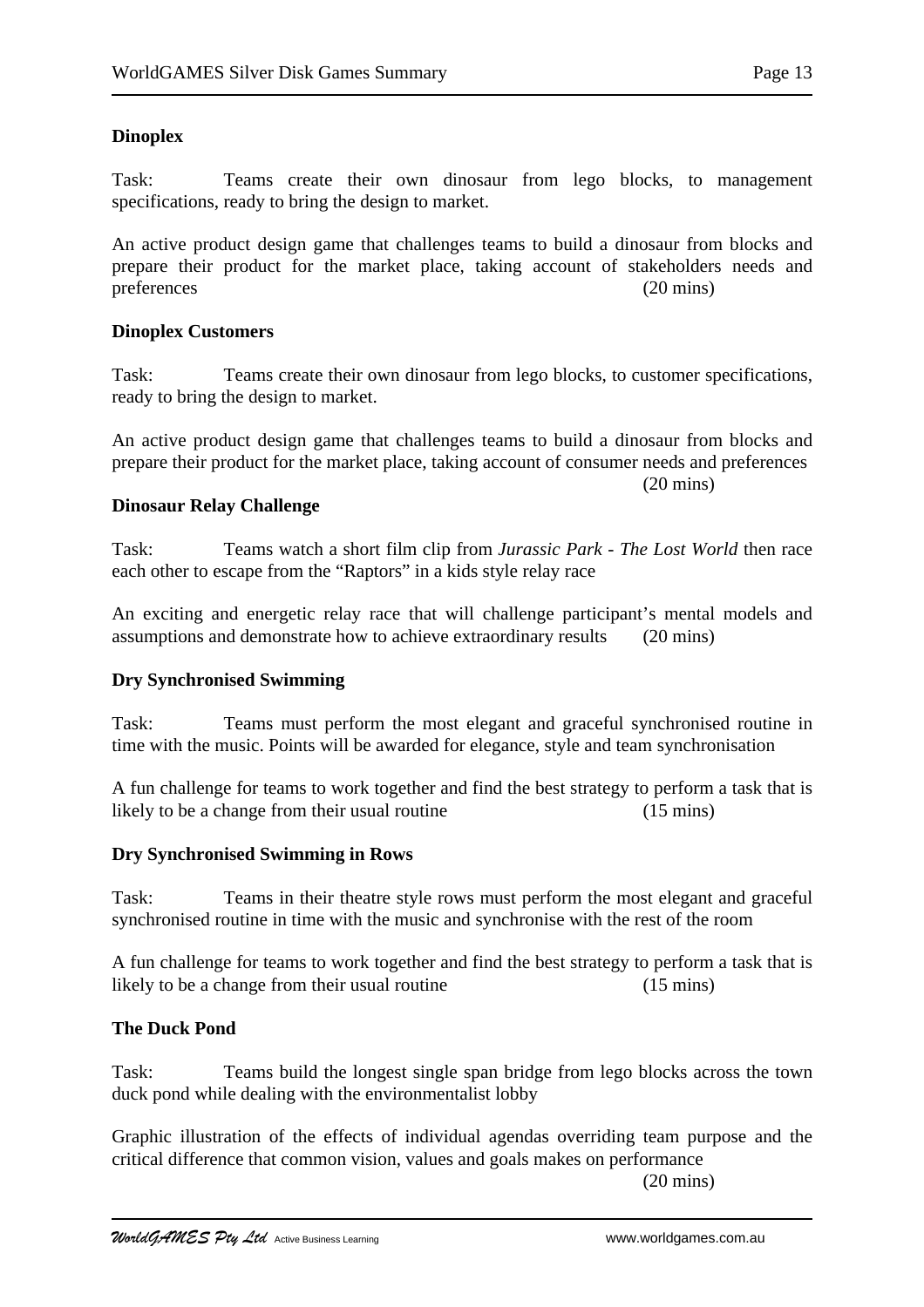**Dinoplex**

Task: Teams create their own dinosaur from lego blocks, to management specifications, ready to bring the design to market.

An active product design game that challenges teams to build a dinosaur from blocks and prepare their product for the market place, taking account of stakeholders needs and preferences (20 mins)

**Dinoplex Customers**

Task: Teams create their own dinosaur from lego blocks, to customer specifications, ready to bring the design to market.

An active product design game that challenges teams to build a dinosaur from blocks and prepare their product for the market place, taking account of consumer needs and preferences (20 mins)

**Dinosaur Relay Challenge**

Task: Teams watch a short film clip from *Jurassic Park - The Lost World* then race each other to escape from the "Raptors" in a kids style relay race

An exciting and energetic relay race that will challenge participant's mental models and assumptions and demonstrate how to achieve extraordinary results (20 mins)

**Dry Synchronised Swimming**

Task: Teams must perform the most elegant and graceful synchronised routine in time with the music. Points will be awarded for elegance, style and team synchronisation

A fun challenge for teams to work together and find the best strategy to perform a task that is likely to be a change from their usual routine (15 mins)

**Dry Synchronised Swimming in Rows**

Task: Teams in their theatre style rows must perform the most elegant and graceful synchronised routine in time with the music and synchronise with the rest of the room

A fun challenge for teams to work together and find the best strategy to perform a task that is likely to be a change from their usual routine (15 mins)

**The Duck Pond**

Task: Teams build the longest single span bridge from lego blocks across the town duck pond while dealing with the environmentalist lobby

Graphic illustration of the effects of individual agendas overriding team purpose and the critical difference that common vision, values and goals makes on performance (20 mins)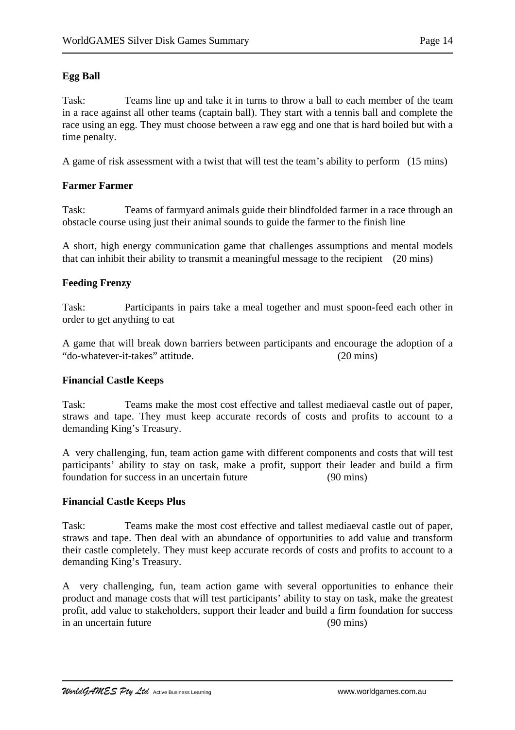**Egg Ball**

Task: Teams line up and take it in turns to throw a ball to each member of the team in a race against all other teams (captain ball). They start with a tennis ball and complete the race using an egg. They must choose between a raw egg and one that is hard boiled but with a time penalty.

A game of risk assessment with a twist that will test the team's ability to perform (15 mins)

**Farmer Farmer**

Task: Teams of farmyard animals guide their blindfolded farmer in a race through an obstacle course using just their animal sounds to guide the farmer to the finish line

A short, high energy communication game that challenges assumptions and mental models that can inhibit their ability to transmit a meaningful message to the recipient (20 mins)

**Feeding Frenzy**

Task: Participants in pairs take a meal together and must spoon-feed each other in order to get anything to eat

A game that will break down barriers between participants and encourage the adoption of a "do-whatever-it-takes" attitude. (20 mins)

**Financial Castle Keeps**

Task: Teams make the most cost effective and tallest mediaeval castle out of paper, straws and tape. They must keep accurate records of costs and profits to account to a demanding King's Treasury.

A very challenging, fun, team action game with different components and costs that will test participants' ability to stay on task, make a profit, support their leader and build a firm foundation for success in an uncertain future (90 mins)

**Financial Castle Keeps Plus**

Task: Teams make the most cost effective and tallest mediaeval castle out of paper, straws and tape. Then deal with an abundance of opportunities to add value and transform their castle completely. They must keep accurate records of costs and profits to account to a demanding King's Treasury.

A very challenging, fun, team action game with several opportunities to enhance their product and manage costs that will test participants' ability to stay on task, make the greatest profit, add value to stakeholders, support their leader and build a firm foundation for success in an uncertain future (90 mins)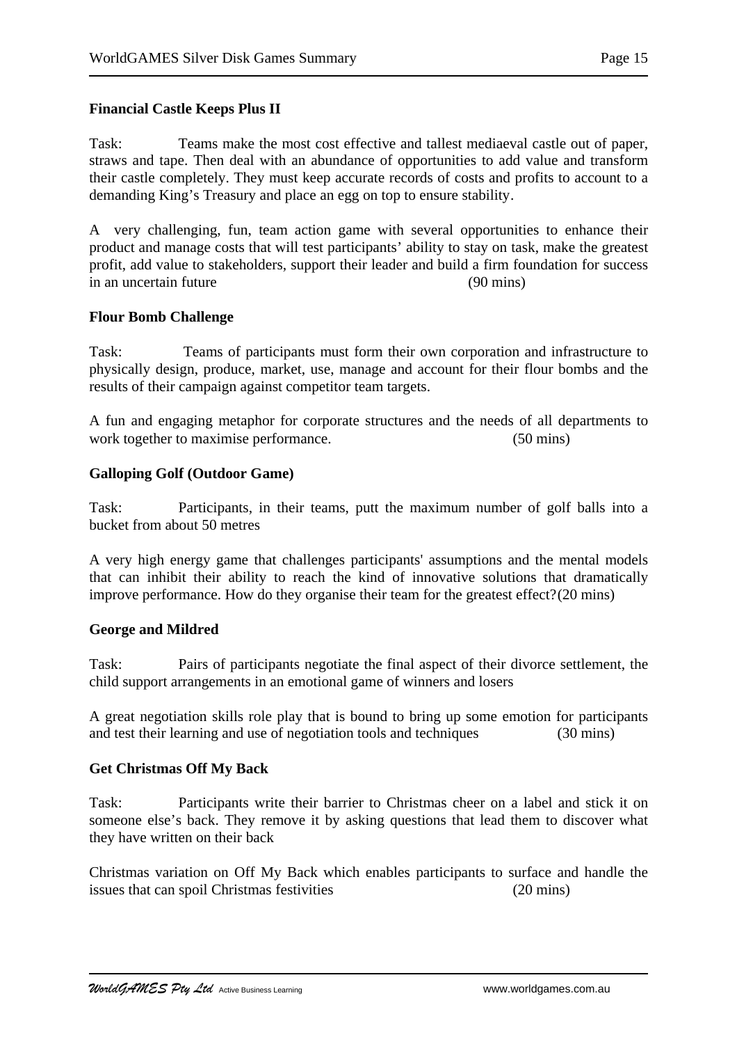**Financial Castle Keeps Plus II**

Task: Teams make the most cost effective and tallest mediaeval castle out of paper, straws and tape. Then deal with an abundance of opportunities to add value and transform their castle completely. They must keep accurate records of costs and profits to account to a demanding King's Treasury and place an egg on top to ensure stability.

A very challenging, fun, team action game with several opportunities to enhance their product and manage costs that will test participants' ability to stay on task, make the greatest profit, add value to stakeholders, support their leader and build a firm foundation for success in an uncertain future (90 mins)

**Flour Bomb Challenge**

Task: Teams of participants must form their own corporation and infrastructure to physically design, produce, market, use, manage and account for their flour bombs and the results of their campaign against competitor team targets.

A fun and engaging metaphor for corporate structures and the needs of all departments to work together to maximise performance. (50 mins)

**Galloping Golf (Outdoor Game)**

Task: Participants, in their teams, putt the maximum number of golf balls into a bucket from about 50 metres

A very high energy game that challenges participants' assumptions and the mental models that can inhibit their ability to reach the kind of innovative solutions that dramatically improve performance. How do they organise their team for the greatest effect?(20 mins)

**George and Mildred**

Task: Pairs of participants negotiate the final aspect of their divorce settlement, the child support arrangements in an emotional game of winners and losers

A great negotiation skills role play that is bound to bring up some emotion for participants and test their learning and use of negotiation tools and techniques (30 mins)

**Get Christmas Off My Back**

Task: Participants write their barrier to Christmas cheer on a label and stick it on someone else's back. They remove it by asking questions that lead them to discover what they have written on their back

Christmas variation on Off My Back which enables participants to surface and handle the issues that can spoil Christmas festivities (20 mins)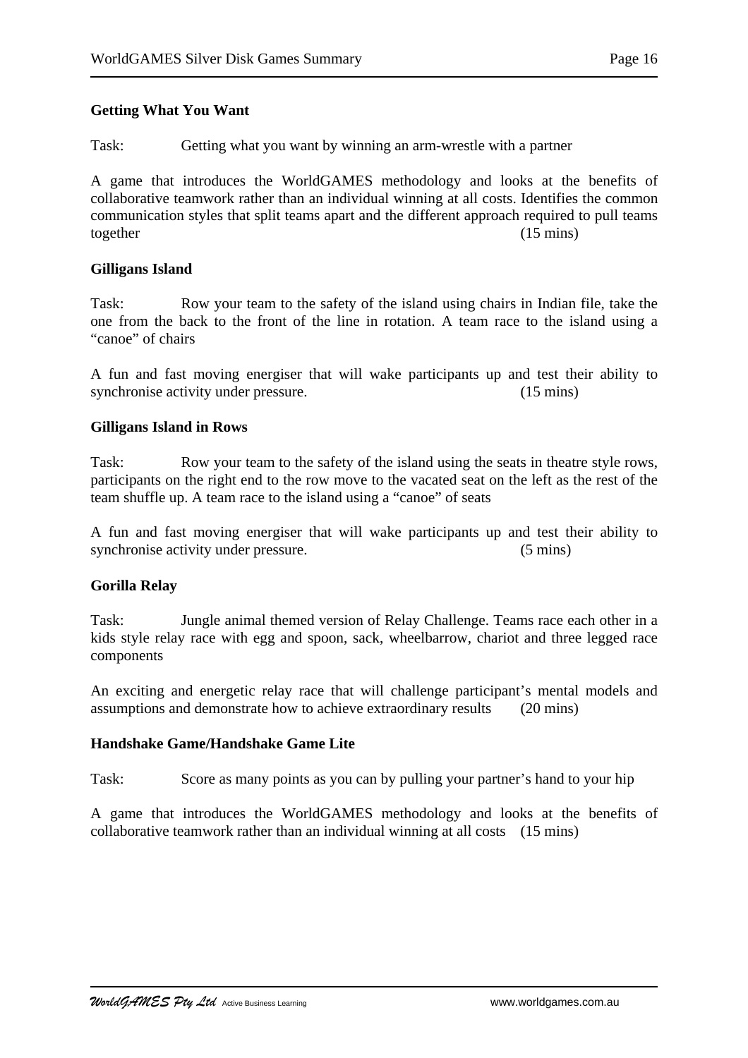**Getting What You Want**

Task: Getting what you want by winning an arm-wrestle with a partner

A game that introduces the WorldGAMES methodology and looks at the benefits of collaborative teamwork rather than an individual winning at all costs. Identifies the common communication styles that split teams apart and the different approach required to pull teams together (15 mins)

**Gilligans Island**

Task: Row your team to the safety of the island using chairs in Indian file, take the one from the back to the front of the line in rotation. A team race to the island using a "canoe" of chairs

A fun and fast moving energiser that will wake participants up and test their ability to synchronise activity under pressure. (15 mins)

**Gilligans Island in Rows**

Task: Row your team to the safety of the island using the seats in theatre style rows, participants on the right end to the row move to the vacated seat on the left as the rest of the team shuffle up. A team race to the island using a "canoe" of seats

A fun and fast moving energiser that will wake participants up and test their ability to synchronise activity under pressure. (5 mins)

**Gorilla Relay**

Task: Jungle animal themed version of Relay Challenge. Teams race each other in a kids style relay race with egg and spoon, sack, wheelbarrow, chariot and three legged race components

An exciting and energetic relay race that will challenge participant's mental models and assumptions and demonstrate how to achieve extraordinary results (20 mins)

**Handshake Game/Handshake Game Lite**

Task: Score as many points as you can by pulling your partner's hand to your hip

A game that introduces the WorldGAMES methodology and looks at the benefits of collaborative teamwork rather than an individual winning at all costs (15 mins)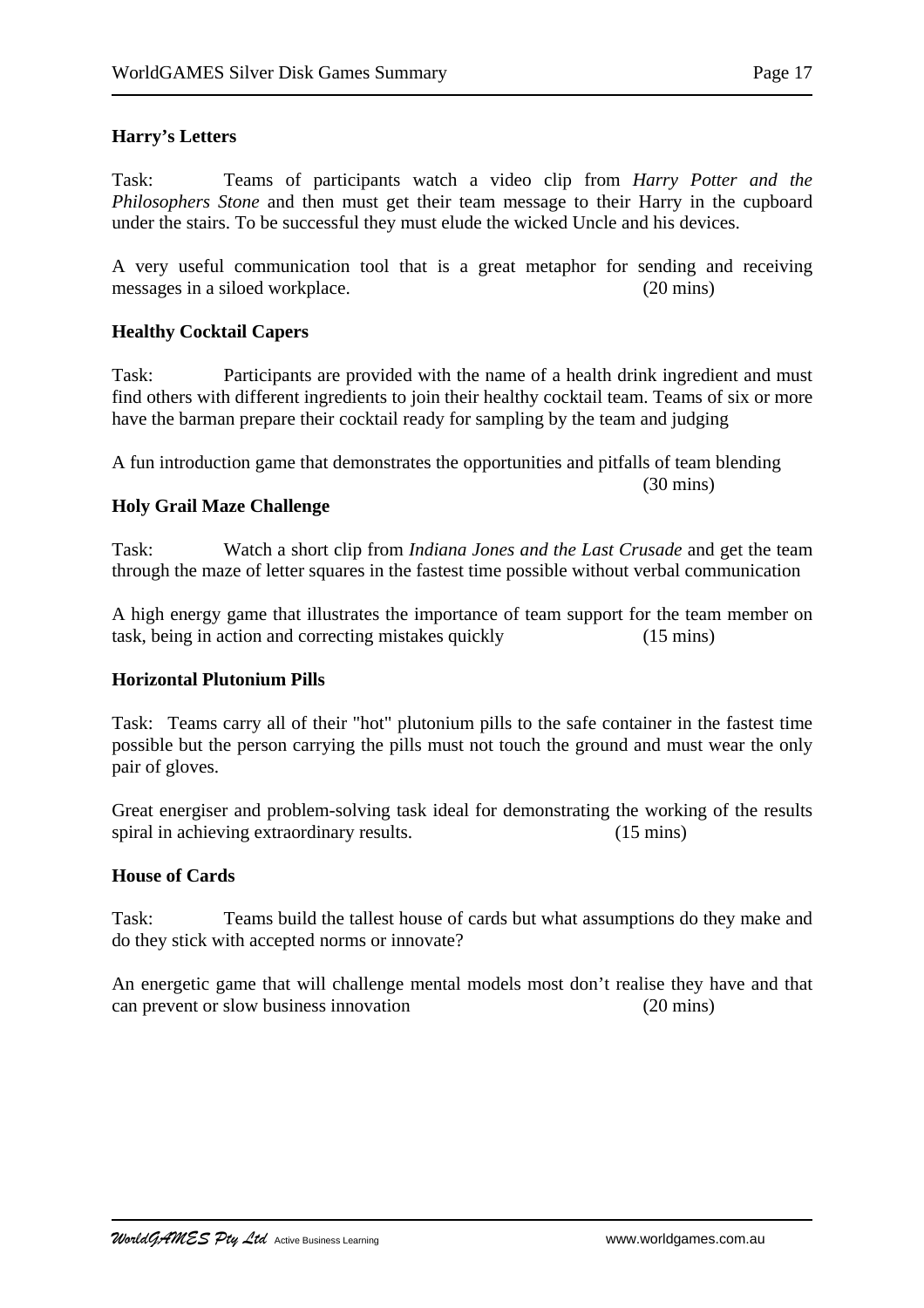**Harry's Letters**

Task: Teams of participants watch a video clip from *Harry Potter and the Philosophers Stone* and then must get their team message to their Harry in the cupboard under the stairs. To be successful they must elude the wicked Uncle and his devices.

A very useful communication tool that is a great metaphor for sending and receiving messages in a siloed workplace. (20 mins)

**Healthy Cocktail Capers**

Task: Participants are provided with the name of a health drink ingredient and must find others with different ingredients to join their healthy cocktail team. Teams of six or more have the barman prepare their cocktail ready for sampling by the team and judging

A fun introduction game that demonstrates the opportunities and pitfalls of team blending (30 mins)

**Holy Grail Maze Challenge**

Task: Watch a short clip from *Indiana Jones and the Last Crusade* and get the team through the maze of letter squares in the fastest time possible without verbal communication

A high energy game that illustrates the importance of team support for the team member on task, being in action and correcting mistakes quickly (15 mins)

**Horizontal Plutonium Pills**

Task: Teams carry all of their "hot" plutonium pills to the safe container in the fastest time possible but the person carrying the pills must not touch the ground and must wear the only pair of gloves.

Great energiser and problem-solving task ideal for demonstrating the working of the results spiral in achieving extraordinary results. (15 mins)

**House of Cards**

Task: Teams build the tallest house of cards but what assumptions do they make and do they stick with accepted norms or innovate?

An energetic game that will challenge mental models most don't realise they have and that can prevent or slow business innovation (20 mins)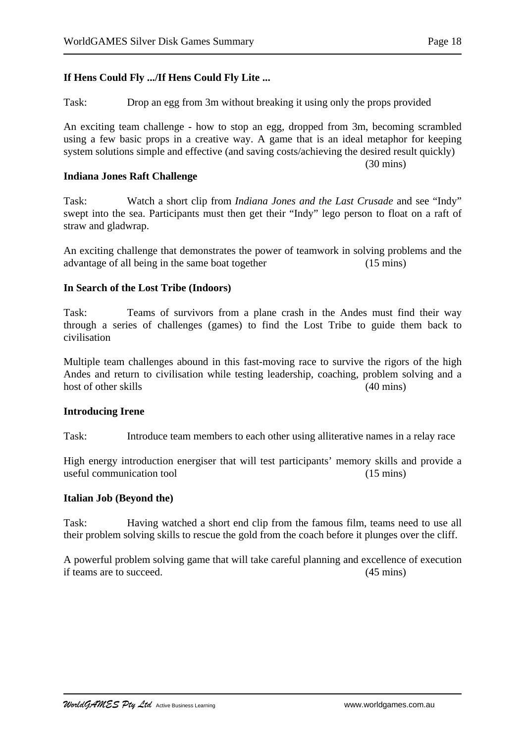**If Hens Could Fly .../If Hens Could Fly Lite ...**

Task: Drop an egg from 3m without breaking it using only the props provided

An exciting team challenge - how to stop an egg, dropped from 3m, becoming scrambled using a few basic props in a creative way. A game that is an ideal metaphor for keeping system solutions simple and effective (and saving costs/achieving the desired result quickly) (30 mins)

**Indiana Jones Raft Challenge**

Task: Watch a short clip from *Indiana Jones and the Last Crusade* and see "Indy" swept into the sea. Participants must then get their "Indy" lego person to float on a raft of straw and gladwrap.

An exciting challenge that demonstrates the power of teamwork in solving problems and the advantage of all being in the same boat together (15 mins)

**In Search of the Lost Tribe (Indoors)**

Task: Teams of survivors from a plane crash in the Andes must find their way through a series of challenges (games) to find the Lost Tribe to guide them back to civilisation

Multiple team challenges abound in this fast-moving race to survive the rigors of the high Andes and return to civilisation while testing leadership, coaching, problem solving and a host of other skills (40 mins)

**Introducing Irene**

Task: Introduce team members to each other using alliterative names in a relay race

High energy introduction energiser that will test participants' memory skills and provide a useful communication tool (15 mins)

**Italian Job (Beyond the)**

Task: Having watched a short end clip from the famous film, teams need to use all their problem solving skills to rescue the gold from the coach before it plunges over the cliff.

A powerful problem solving game that will take careful planning and excellence of execution if teams are to succeed. (45 mins)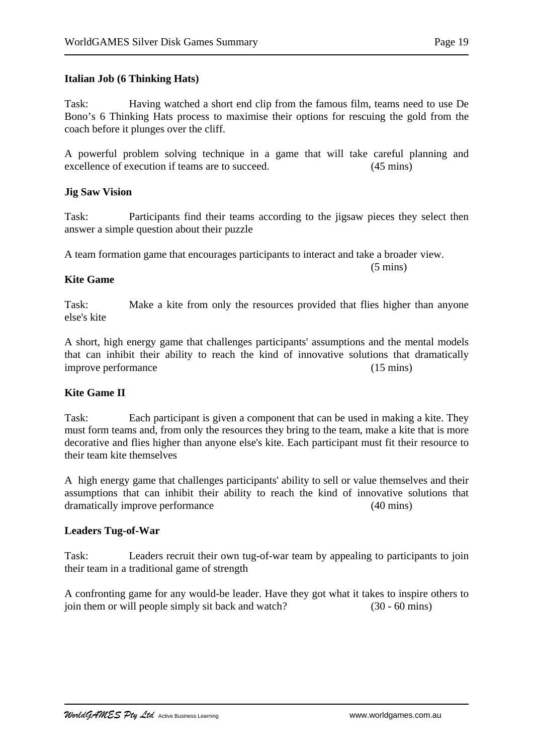**Italian Job (6 Thinking Hats)**

Task: Having watched a short end clip from the famous film, teams need to use De Bono's 6 Thinking Hats process to maximise their options for rescuing the gold from the coach before it plunges over the cliff.

A powerful problem solving technique in a game that will take careful planning and excellence of execution if teams are to succeed. (45 mins)

**Jig Saw Vision**

Task: Participants find their teams according to the jigsaw pieces they select then answer a simple question about their puzzle

A team formation game that encourages participants to interact and take a broader view. (5 mins)

**Kite Game**

Task: Make a kite from only the resources provided that flies higher than anyone else's kite

A short, high energy game that challenges participants' assumptions and the mental models that can inhibit their ability to reach the kind of innovative solutions that dramatically improve performance (15 mins)

**Kite Game II**

Task: Each participant is given a component that can be used in making a kite. They must form teams and, from only the resources they bring to the team, make a kite that is more decorative and flies higher than anyone else's kite. Each participant must fit their resource to their team kite themselves

A high energy game that challenges participants' ability to sell or value themselves and their assumptions that can inhibit their ability to reach the kind of innovative solutions that dramatically improve performance (40 mins)

**Leaders Tug-of-War**

Task: Leaders recruit their own tug-of-war team by appealing to participants to join their team in a traditional game of strength

A confronting game for any would-be leader. Have they got what it takes to inspire others to join them or will people simply sit back and watch? (30 - 60 mins)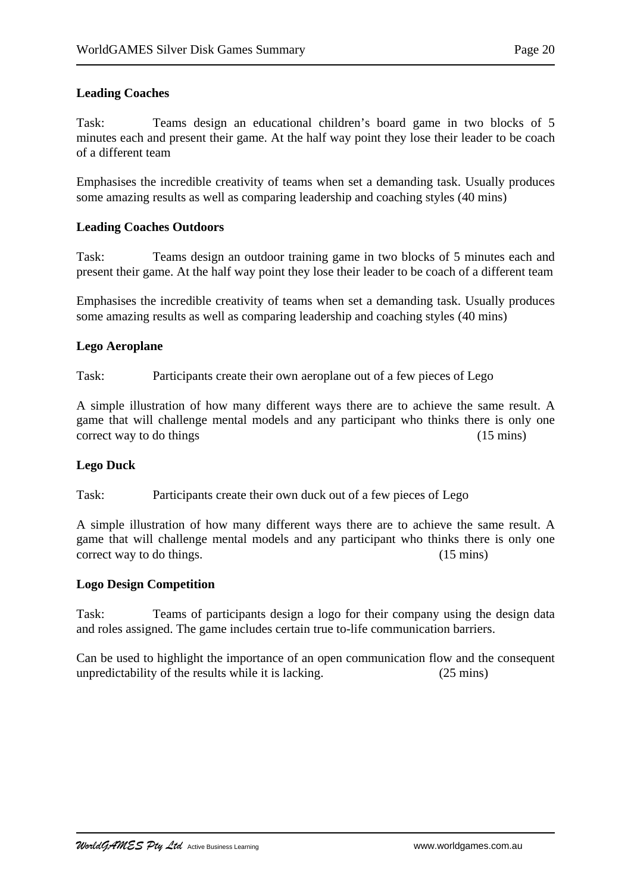**Leading Coaches**

Task: Teams design an educational children's board game in two blocks of 5 minutes each and present their game. At the half way point they lose their leader to be coach of a different team

Emphasises the incredible creativity of teams when set a demanding task. Usually produces some amazing results as well as comparing leadership and coaching styles (40 mins)

**Leading Coaches Outdoors**

Task: Teams design an outdoor training game in two blocks of 5 minutes each and present their game. At the half way point they lose their leader to be coach of a different team

Emphasises the incredible creativity of teams when set a demanding task. Usually produces some amazing results as well as comparing leadership and coaching styles (40 mins)

**Lego Aeroplane**

Task: Participants create their own aeroplane out of a few pieces of Lego

A simple illustration of how many different ways there are to achieve the same result. A game that will challenge mental models and any participant who thinks there is only one correct way to do things (15 mins)

**Lego Duck**

Task: Participants create their own duck out of a few pieces of Lego

A simple illustration of how many different ways there are to achieve the same result. A game that will challenge mental models and any participant who thinks there is only one correct way to do things. (15 mins)

**Logo Design Competition**

Task: Teams of participants design a logo for their company using the design data and roles assigned. The game includes certain true to-life communication barriers.

Can be used to highlight the importance of an open communication flow and the consequent unpredictability of the results while it is lacking. (25 mins)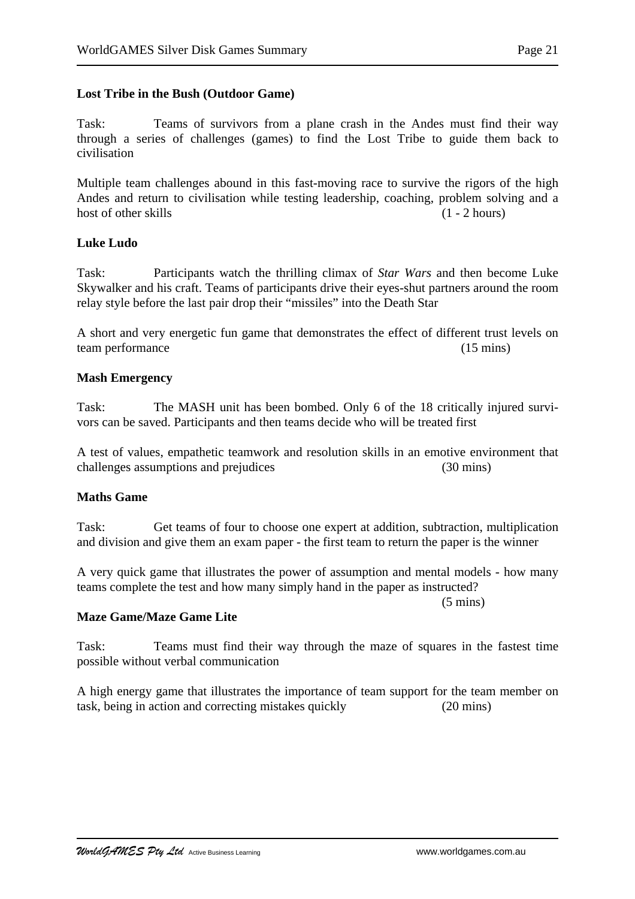**Lost Tribe in the Bush (Outdoor Game)**

Task: Teams of survivors from a plane crash in the Andes must find their way through a series of challenges (games) to find the Lost Tribe to guide them back to civilisation

Multiple team challenges abound in this fast-moving race to survive the rigors of the high Andes and return to civilisation while testing leadership, coaching, problem solving and a host of other skills (1 - 2 hours)

**Luke Ludo**

Task: Participants watch the thrilling climax of *Star Wars* and then become Luke Skywalker and his craft. Teams of participants drive their eyes-shut partners around the room relay style before the last pair drop their "missiles" into the Death Star

A short and very energetic fun game that demonstrates the effect of different trust levels on team performance (15 mins)

**Mash Emergency**

Task: The MASH unit has been bombed. Only 6 of the 18 critically injured survivors can be saved. Participants and then teams decide who will be treated first

A test of values, empathetic teamwork and resolution skills in an emotive environment that challenges assumptions and prejudices (30 mins)

**Maths Game**

Task: Get teams of four to choose one expert at addition, subtraction, multiplication and division and give them an exam paper - the first team to return the paper is the winner

A very quick game that illustrates the power of assumption and mental models - how many teams complete the test and how many simply hand in the paper as instructed? (5 mins)

**Maze Game/Maze Game Lite**

Task: Teams must find their way through the maze of squares in the fastest time possible without verbal communication

A high energy game that illustrates the importance of team support for the team member on task, being in action and correcting mistakes quickly (20 mins)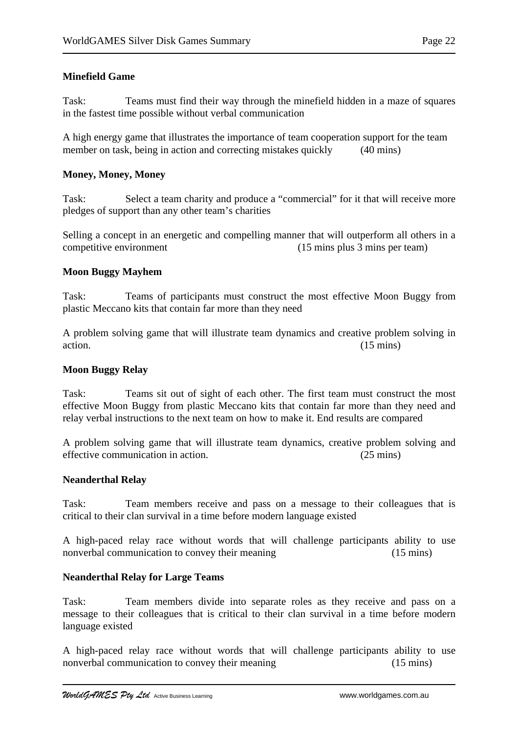**Minefield Game**

Task: Teams must find their way through the minefield hidden in a maze of squares in the fastest time possible without verbal communication

A high energy game that illustrates the importance of team cooperation support for the team member on task, being in action and correcting mistakes quickly (40 mins)

**Money, Money, Money**

Task: Select a team charity and produce a "commercial" for it that will receive more pledges of support than any other team's charities

Selling a concept in an energetic and compelling manner that will outperform all others in a competitive environment (15 mins plus 3 mins per team)

**Moon Buggy Mayhem**

Task: Teams of participants must construct the most effective Moon Buggy from plastic Meccano kits that contain far more than they need

A problem solving game that will illustrate team dynamics and creative problem solving in action. (15 mins)

**Moon Buggy Relay**

Task: Teams sit out of sight of each other. The first team must construct the most effective Moon Buggy from plastic Meccano kits that contain far more than they need and relay verbal instructions to the next team on how to make it. End results are compared

A problem solving game that will illustrate team dynamics, creative problem solving and effective communication in action. (25 mins)

**Neanderthal Relay**

Task: Team members receive and pass on a message to their colleagues that is critical to their clan survival in a time before modern language existed

A high-paced relay race without words that will challenge participants ability to use nonverbal communication to convey their meaning (15 mins)

**Neanderthal Relay for Large Teams**

Task: Team members divide into separate roles as they receive and pass on a message to their colleagues that is critical to their clan survival in a time before modern language existed

A high-paced relay race without words that will challenge participants ability to use nonverbal communication to convey their meaning (15 mins)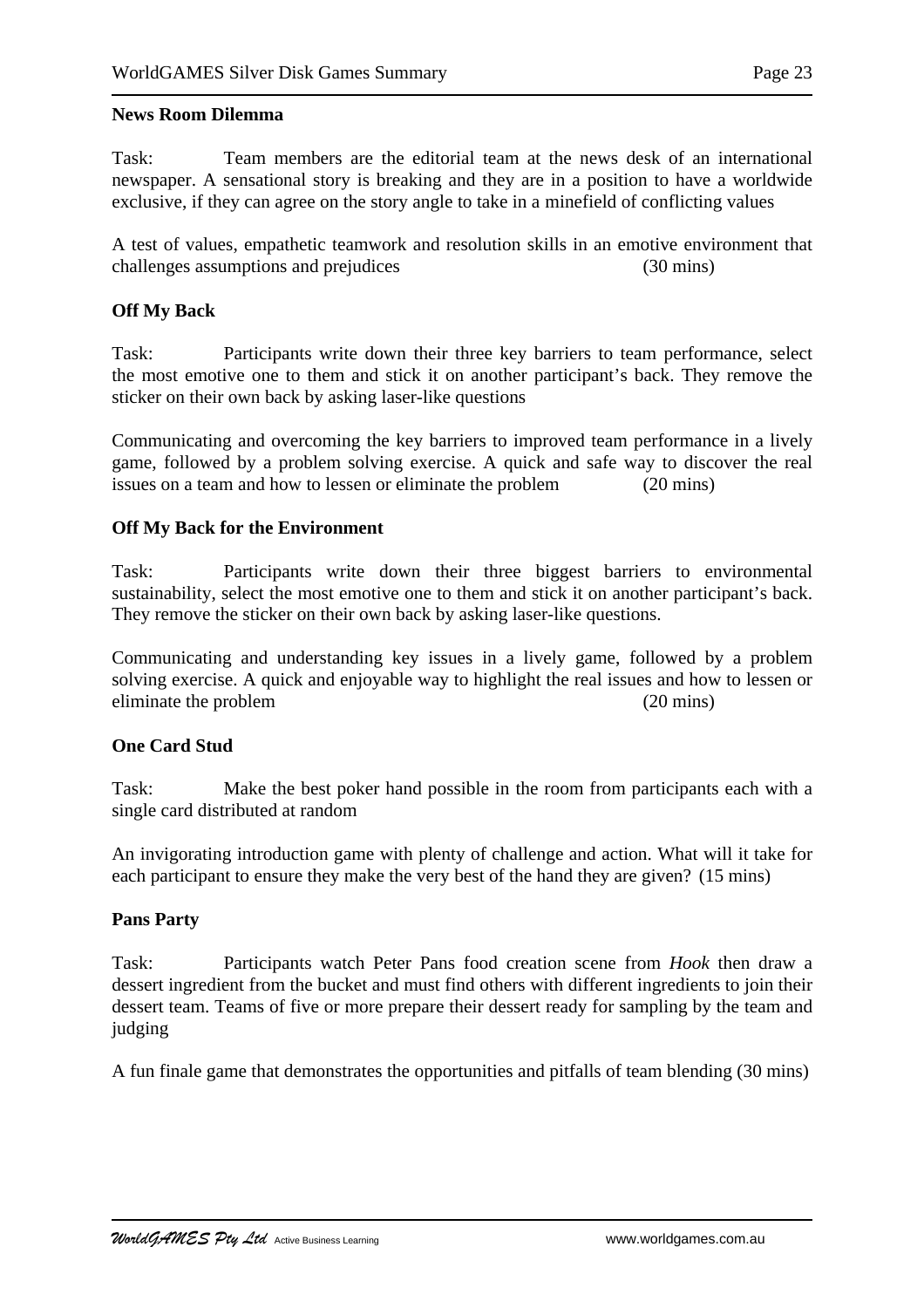**News Room Dilemma**

Task: Team members are the editorial team at the news desk of an international newspaper. A sensational story is breaking and they are in a position to have a worldwide exclusive, if they can agree on the story angle to take in a minefield of conflicting values

A test of values, empathetic teamwork and resolution skills in an emotive environment that challenges assumptions and prejudices (30 mins)

**Off My Back**

Task: Participants write down their three key barriers to team performance, select the most emotive one to them and stick it on another participant's back. They remove the sticker on their own back by asking laser-like questions

Communicating and overcoming the key barriers to improved team performance in a lively game, followed by a problem solving exercise. A quick and safe way to discover the real issues on a team and how to lessen or eliminate the problem (20 mins)

**Off My Back for the Environment**

Task: Participants write down their three biggest barriers to environmental sustainability, select the most emotive one to them and stick it on another participant's back. They remove the sticker on their own back by asking laser-like questions.

Communicating and understanding key issues in a lively game, followed by a problem solving exercise. A quick and enjoyable way to highlight the real issues and how to lessen or eliminate the problem (20 mins)

**One Card Stud**

Task: Make the best poker hand possible in the room from participants each with a single card distributed at random

An invigorating introduction game with plenty of challenge and action. What will it take for each participant to ensure they make the very best of the hand they are given? (15 mins)

**Pans Party**

Task: Participants watch Peter Pans food creation scene from *Hook* then draw a dessert ingredient from the bucket and must find others with different ingredients to join their dessert team. Teams of five or more prepare their dessert ready for sampling by the team and judging

A fun finale game that demonstrates the opportunities and pitfalls of team blending (30 mins)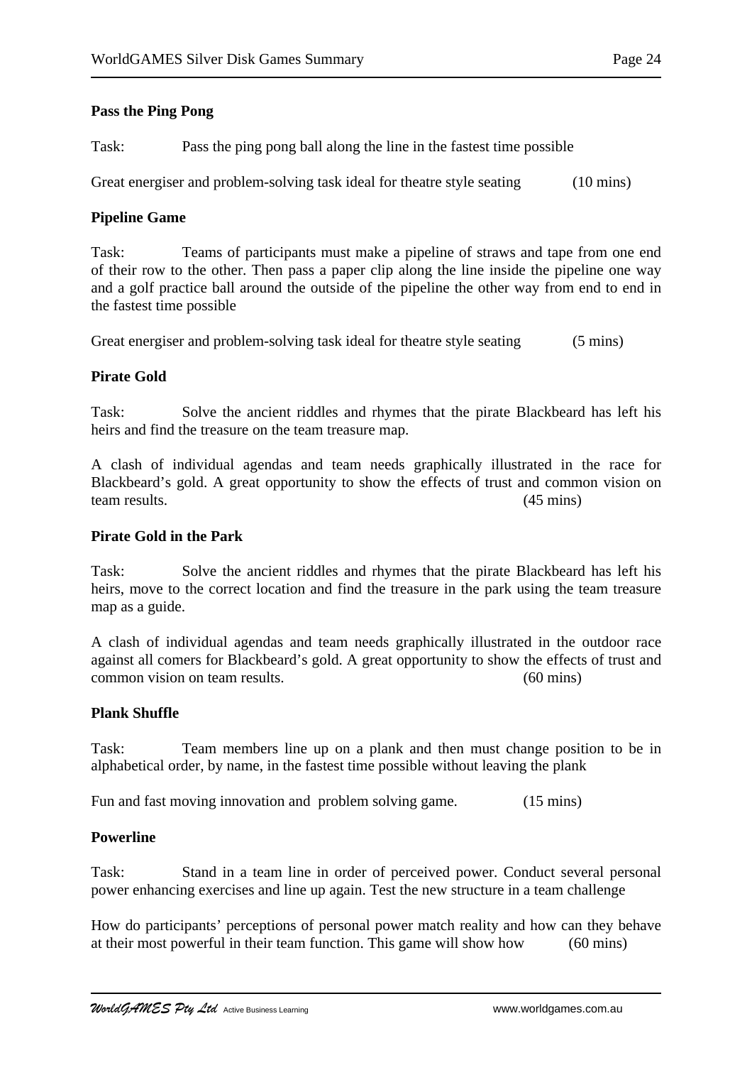**Pass the Ping Pong**

Task: Pass the ping pong ball along the line in the fastest time possible

Great energiser and problem-solving task ideal for theatre style seating (10 mins)

**Pipeline Game**

Task: Teams of participants must make a pipeline of straws and tape from one end of their row to the other. Then pass a paper clip along the line inside the pipeline one way and a golf practice ball around the outside of the pipeline the other way from end to end in the fastest time possible

Great energiser and problem-solving task ideal for theatre style seating (5 mins)

**Pirate Gold**

Task: Solve the ancient riddles and rhymes that the pirate Blackbeard has left his heirs and find the treasure on the team treasure map.

A clash of individual agendas and team needs graphically illustrated in the race for Blackbeard's gold. A great opportunity to show the effects of trust and common vision on team results. (45 mins)

**Pirate Gold in the Park**

Task: Solve the ancient riddles and rhymes that the pirate Blackbeard has left his heirs, move to the correct location and find the treasure in the park using the team treasure map as a guide.

A clash of individual agendas and team needs graphically illustrated in the outdoor race against all comers for Blackbeard's gold. A great opportunity to show the effects of trust and common vision on team results. (60 mins)

**Plank Shuffle**

Task: Team members line up on a plank and then must change position to be in alphabetical order, by name, in the fastest time possible without leaving the plank

Fun and fast moving innovation and problem solving game. (15 mins)

**Powerline**

Task: Stand in a team line in order of perceived power. Conduct several personal power enhancing exercises and line up again. Test the new structure in a team challenge

How do participants' perceptions of personal power match reality and how can they behave at their most powerful in their team function. This game will show how (60 mins)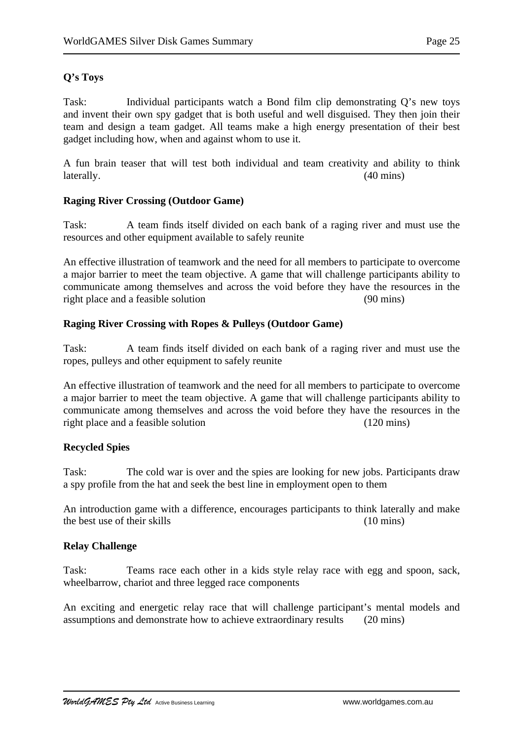**Q's Toys**

Task: Individual participants watch a Bond film clip demonstrating Q's new toys and invent their own spy gadget that is both useful and well disguised. They then join their team and design a team gadget. All teams make a high energy presentation of their best gadget including how, when and against whom to use it.

A fun brain teaser that will test both individual and team creativity and ability to think laterally. (40 mins)

**Raging River Crossing (Outdoor Game)**

Task: A team finds itself divided on each bank of a raging river and must use the resources and other equipment available to safely reunite

An effective illustration of teamwork and the need for all members to participate to overcome a major barrier to meet the team objective. A game that will challenge participants ability to communicate among themselves and across the void before they have the resources in the right place and a feasible solution (90 mins)

**Raging River Crossing with Ropes & Pulleys (Outdoor Game)**

Task: A team finds itself divided on each bank of a raging river and must use the ropes, pulleys and other equipment to safely reunite

An effective illustration of teamwork and the need for all members to participate to overcome a major barrier to meet the team objective. A game that will challenge participants ability to communicate among themselves and across the void before they have the resources in the right place and a feasible solution (120 mins)

**Recycled Spies**

Task: The cold war is over and the spies are looking for new jobs. Participants draw a spy profile from the hat and seek the best line in employment open to them

An introduction game with a difference, encourages participants to think laterally and make the best use of their skills (10 mins)

**Relay Challenge**

Task: Teams race each other in a kids style relay race with egg and spoon, sack, wheelbarrow, chariot and three legged race components

An exciting and energetic relay race that will challenge participant's mental models and assumptions and demonstrate how to achieve extraordinary results (20 mins)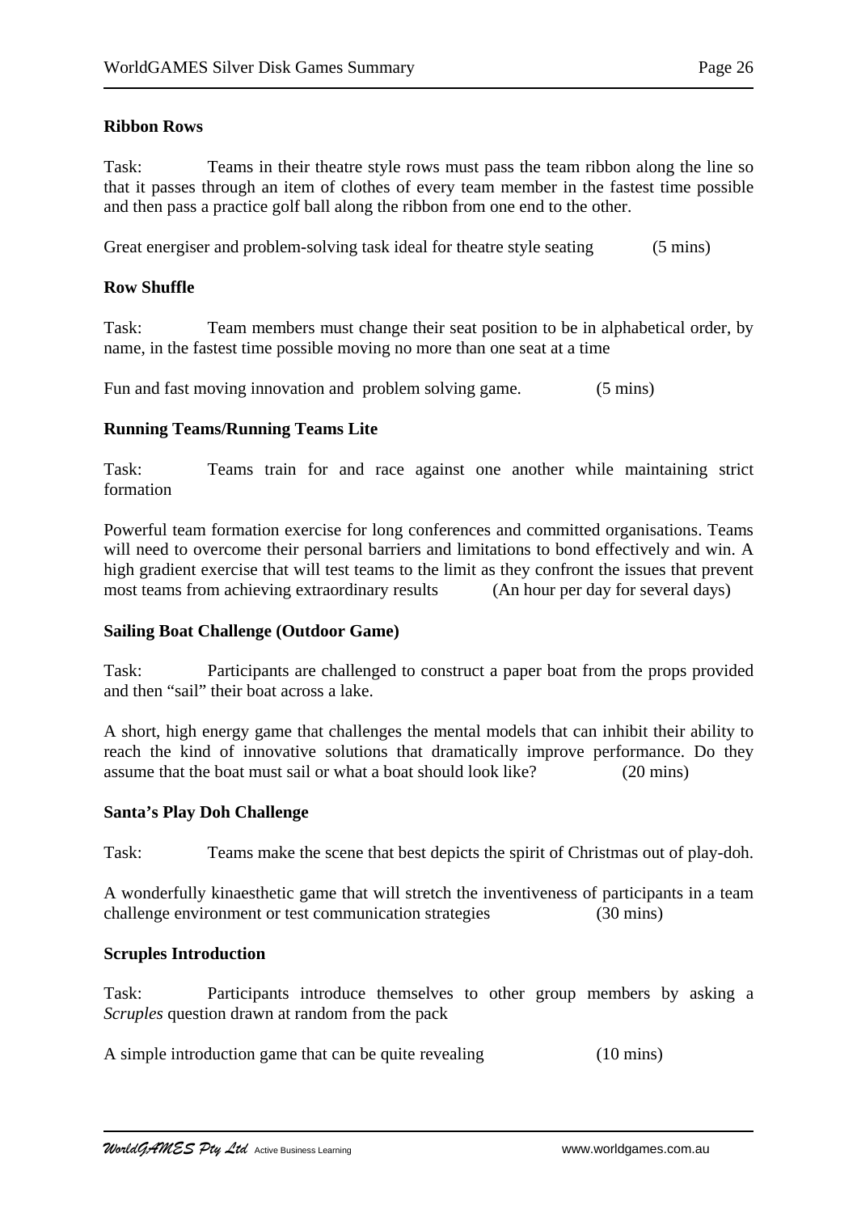**Ribbon Rows**

Task: Teams in their theatre style rows must pass the team ribbon along the line so that it passes through an item of clothes of every team member in the fastest time possible and then pass a practice golf ball along the ribbon from one end to the other.

Great energiser and problem-solving task ideal for theatre style seating (5 mins)

**Row Shuffle**

Task: Team members must change their seat position to be in alphabetical order, by name, in the fastest time possible moving no more than one seat at a time

Fun and fast moving innovation and problem solving game. (5 mins)

**Running Teams/Running Teams Lite**

Task: Teams train for and race against one another while maintaining strict formation

Powerful team formation exercise for long conferences and committed organisations. Teams will need to overcome their personal barriers and limitations to bond effectively and win. A high gradient exercise that will test teams to the limit as they confront the issues that prevent most teams from achieving extraordinary results (An hour per day for several days)

**Sailing Boat Challenge (Outdoor Game)**

Task: Participants are challenged to construct a paper boat from the props provided and then "sail" their boat across a lake.

A short, high energy game that challenges the mental models that can inhibit their ability to reach the kind of innovative solutions that dramatically improve performance. Do they assume that the boat must sail or what a boat should look like? (20 mins)

**Santa's Play Doh Challenge**

Task: Teams make the scene that best depicts the spirit of Christmas out of play-doh.

A wonderfully kinaesthetic game that will stretch the inventiveness of participants in a team challenge environment or test communication strategies (30 mins)

**Scruples Introduction**

Task: Participants introduce themselves to other group members by asking a *Scruples* question drawn at random from the pack

A simple introduction game that can be quite revealing (10 mins)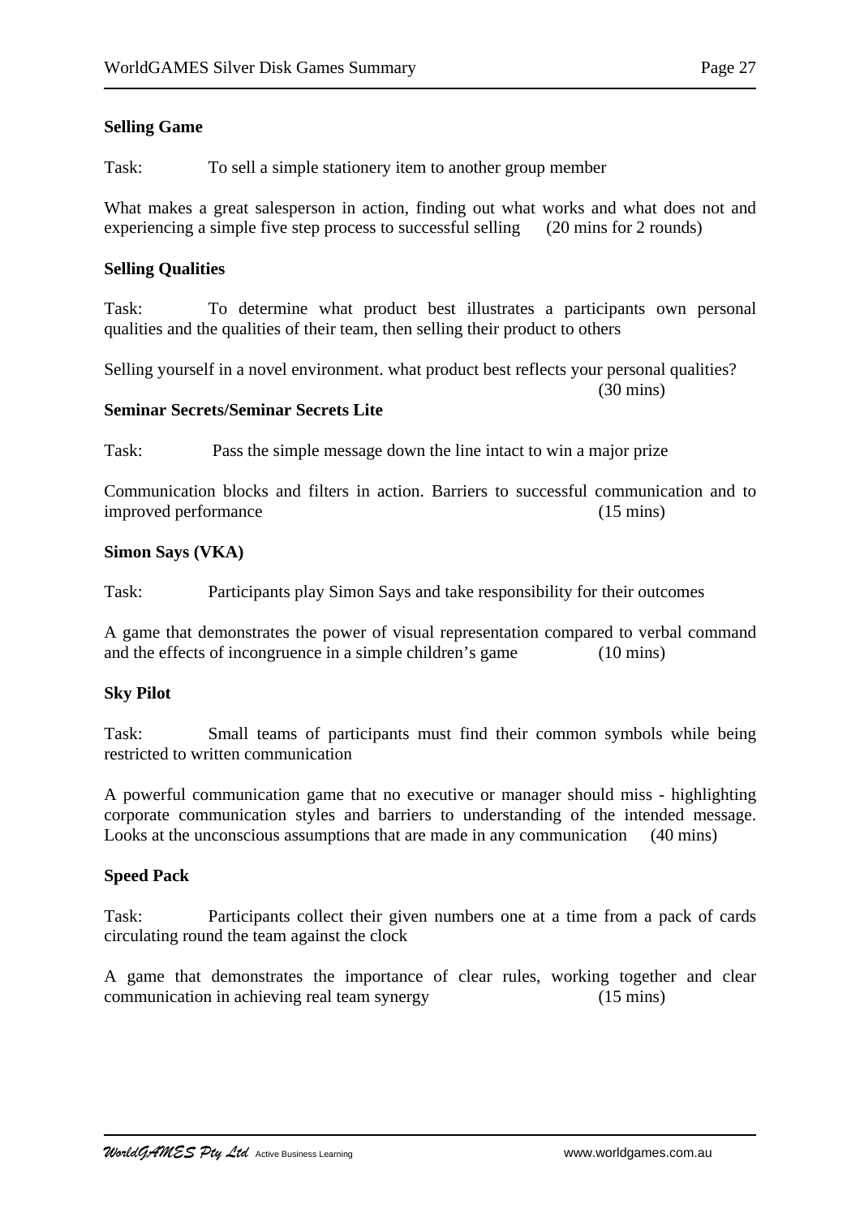**Selling Game**

Task: To sell a simple stationery item to another group member

What makes a great salesperson in action, finding out what works and what does not and experiencing a simple five step process to successful selling (20 mins for 2 rounds)

**Selling Qualities**

Task: To determine what product best illustrates a participants own personal qualities and the qualities of their team, then selling their product to others

Selling yourself in a novel environment. what product best reflects your personal qualities? (30 mins)

**Seminar Secrets/Seminar Secrets Lite**

Task: Pass the simple message down the line intact to win a major prize

Communication blocks and filters in action. Barriers to successful communication and to improved performance (15 mins)

**Simon Says (VKA)**

Task: Participants play Simon Says and take responsibility for their outcomes

A game that demonstrates the power of visual representation compared to verbal command and the effects of incongruence in a simple children's game (10 mins)

**Sky Pilot**

Task: Small teams of participants must find their common symbols while being restricted to written communication

A powerful communication game that no executive or manager should miss - highlighting corporate communication styles and barriers to understanding of the intended message. Looks at the unconscious assumptions that are made in any communication (40 mins)

**Speed Pack**

Task: Participants collect their given numbers one at a time from a pack of cards circulating round the team against the clock

A game that demonstrates the importance of clear rules, working together and clear communication in achieving real team synergy (15 mins)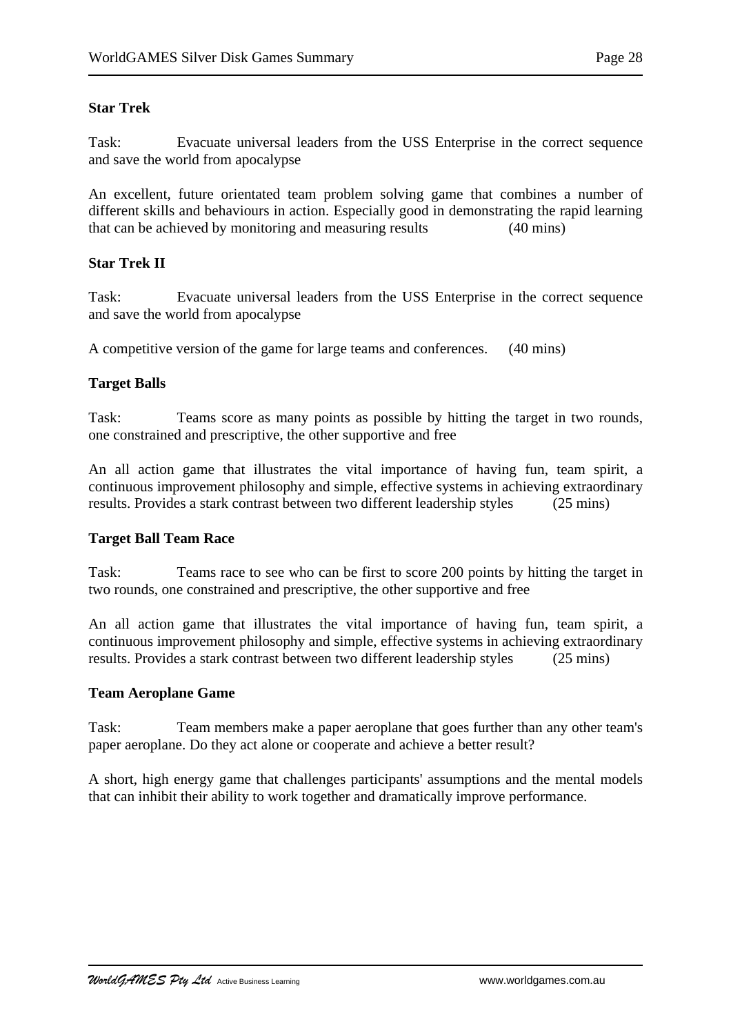**Star Trek**

Task: Evacuate universal leaders from the USS Enterprise in the correct sequence and save the world from apocalypse

An excellent, future orientated team problem solving game that combines a number of different skills and behaviours in action. Especially good in demonstrating the rapid learning that can be achieved by monitoring and measuring results (40 mins)

**Star Trek II**

Task: Evacuate universal leaders from the USS Enterprise in the correct sequence and save the world from apocalypse

A competitive version of the game for large teams and conferences. (40 mins)

**Target Balls**

Task: Teams score as many points as possible by hitting the target in two rounds, one constrained and prescriptive, the other supportive and free

An all action game that illustrates the vital importance of having fun, team spirit, a continuous improvement philosophy and simple, effective systems in achieving extraordinary results. Provides a stark contrast between two different leadership styles (25 mins)

**Target Ball Team Race**

Task: Teams race to see who can be first to score 200 points by hitting the target in two rounds, one constrained and prescriptive, the other supportive and free

An all action game that illustrates the vital importance of having fun, team spirit, a continuous improvement philosophy and simple, effective systems in achieving extraordinary results. Provides a stark contrast between two different leadership styles (25 mins)

**Team Aeroplane Game**

Task: Team members make a paper aeroplane that goes further than any other team's paper aeroplane. Do they act alone or cooperate and achieve a better result?

A short, high energy game that challenges participants' assumptions and the mental models that can inhibit their ability to work together and dramatically improve performance.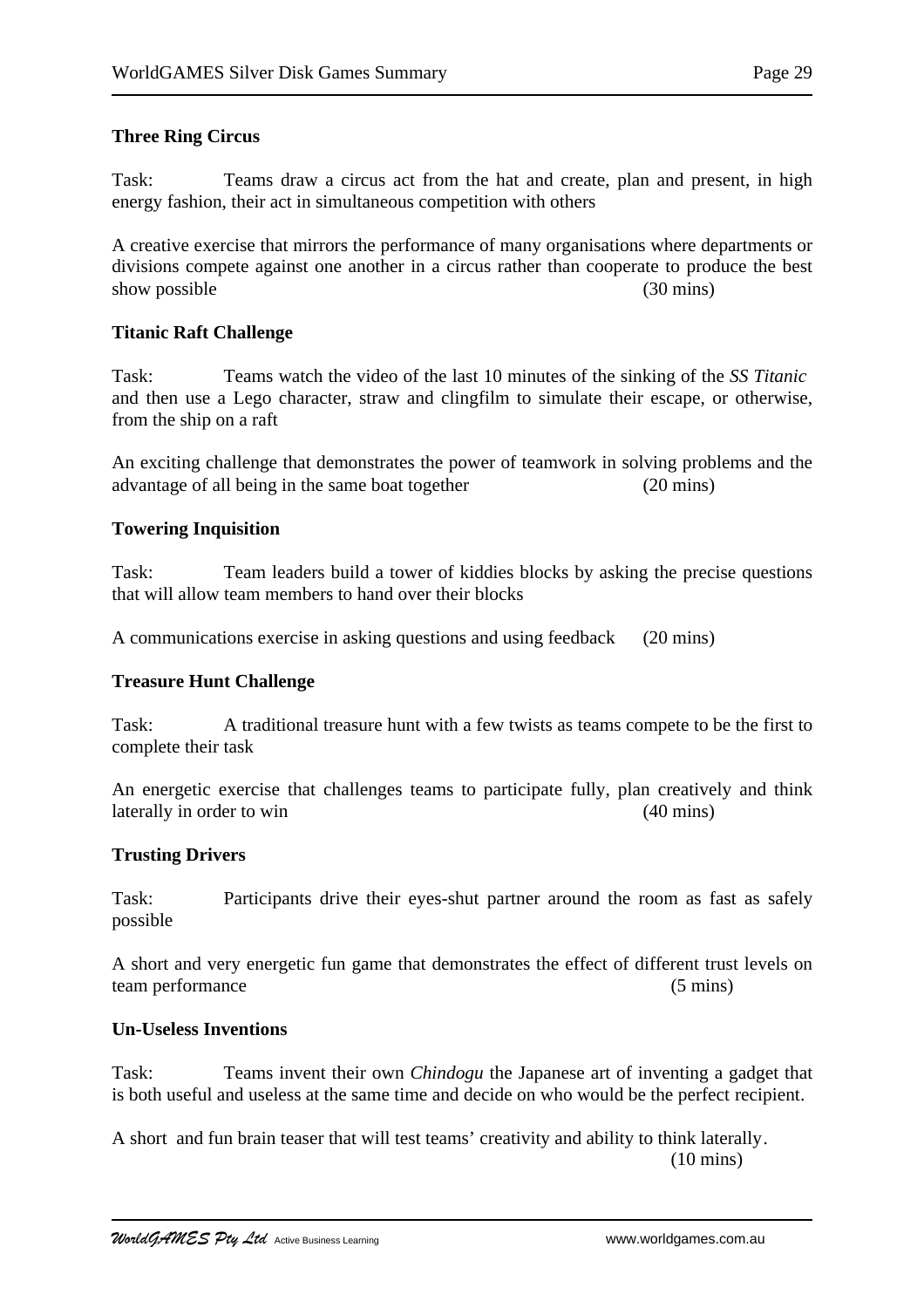**Three Ring Circus**

Task: Teams draw a circus act from the hat and create, plan and present, in high energy fashion, their act in simultaneous competition with others

A creative exercise that mirrors the performance of many organisations where departments or divisions compete against one another in a circus rather than cooperate to produce the best show possible (30 mins)

**Titanic Raft Challenge**

Task: Teams watch the video of the last 10 minutes of the sinking of the *SS Titanic* and then use a Lego character, straw and clingfilm to simulate their escape, or otherwise, from the ship on a raft

An exciting challenge that demonstrates the power of teamwork in solving problems and the advantage of all being in the same boat together (20 mins)

**Towering Inquisition**

Task: Team leaders build a tower of kiddies blocks by asking the precise questions that will allow team members to hand over their blocks

A communications exercise in asking questions and using feedback (20 mins)

**Treasure Hunt Challenge**

Task: A traditional treasure hunt with a few twists as teams compete to be the first to complete their task

An energetic exercise that challenges teams to participate fully, plan creatively and think laterally in order to win (40 mins)

**Trusting Drivers**

Task: Participants drive their eyes-shut partner around the room as fast as safely possible

A short and very energetic fun game that demonstrates the effect of different trust levels on team performance (5 mins)

**Un-Useless Inventions**

Task: Teams invent their own *Chindogu* the Japanese art of inventing a gadget that is both useful and useless at the same time and decide on who would be the perfect recipient.

A short and fun brain teaser that will test teams' creativity and ability to think laterally. (10 mins)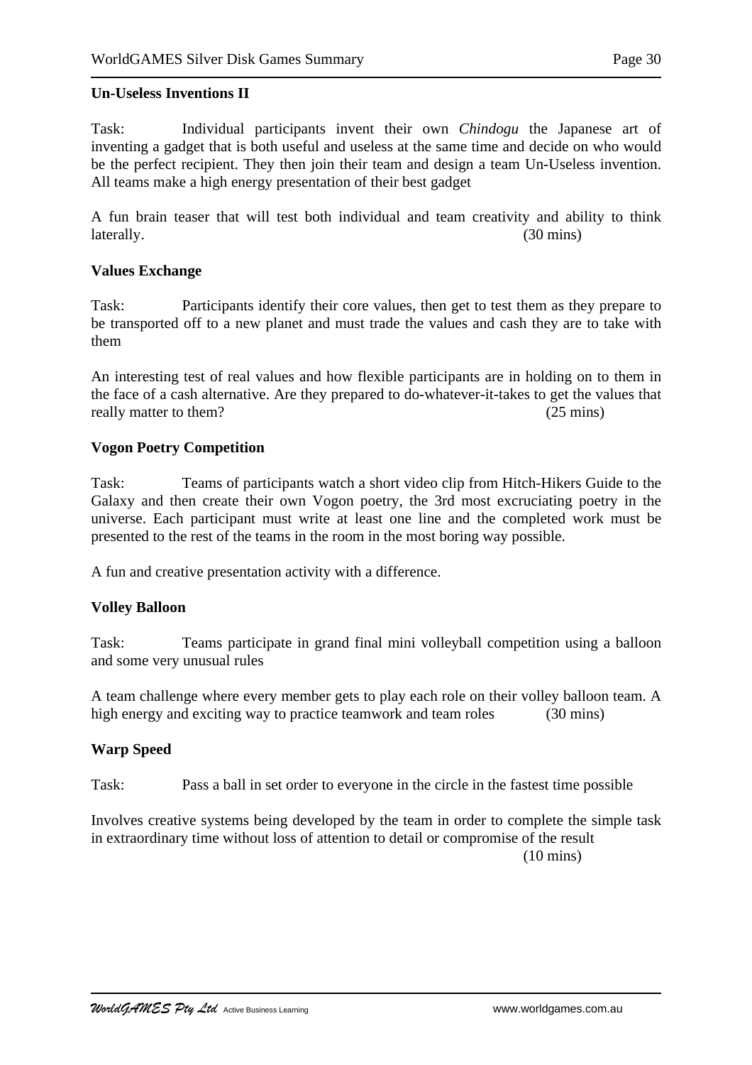**Un-Useless Inventions II**

Task: Individual participants invent their own *Chindogu* the Japanese art of inventing a gadget that is both useful and useless at the same time and decide on who would be the perfect recipient. They then join their team and design a team Un-Useless invention. All teams make a high energy presentation of their best gadget

A fun brain teaser that will test both individual and team creativity and ability to think laterally. (30 mins)

**Values Exchange**

Task: Participants identify their core values, then get to test them as they prepare to be transported off to a new planet and must trade the values and cash they are to take with them

An interesting test of real values and how flexible participants are in holding on to them in the face of a cash alternative. Are they prepared to do-whatever-it-takes to get the values that really matter to them? (25 mins)

**Vogon Poetry Competition**

Task: Teams of participants watch a short video clip from Hitch-Hikers Guide to the Galaxy and then create their own Vogon poetry, the 3rd most excruciating poetry in the universe. Each participant must write at least one line and the completed work must be presented to the rest of the teams in the room in the most boring way possible.

A fun and creative presentation activity with a difference.

**Volley Balloon**

Task: Teams participate in grand final mini volleyball competition using a balloon and some very unusual rules

A team challenge where every member gets to play each role on their volley balloon team. A high energy and exciting way to practice teamwork and team roles (30 mins)

**Warp Speed**

Task: Pass a ball in set order to everyone in the circle in the fastest time possible

Involves creative systems being developed by the team in order to complete the simple task in extraordinary time without loss of attention to detail or compromise of the result (10 mins)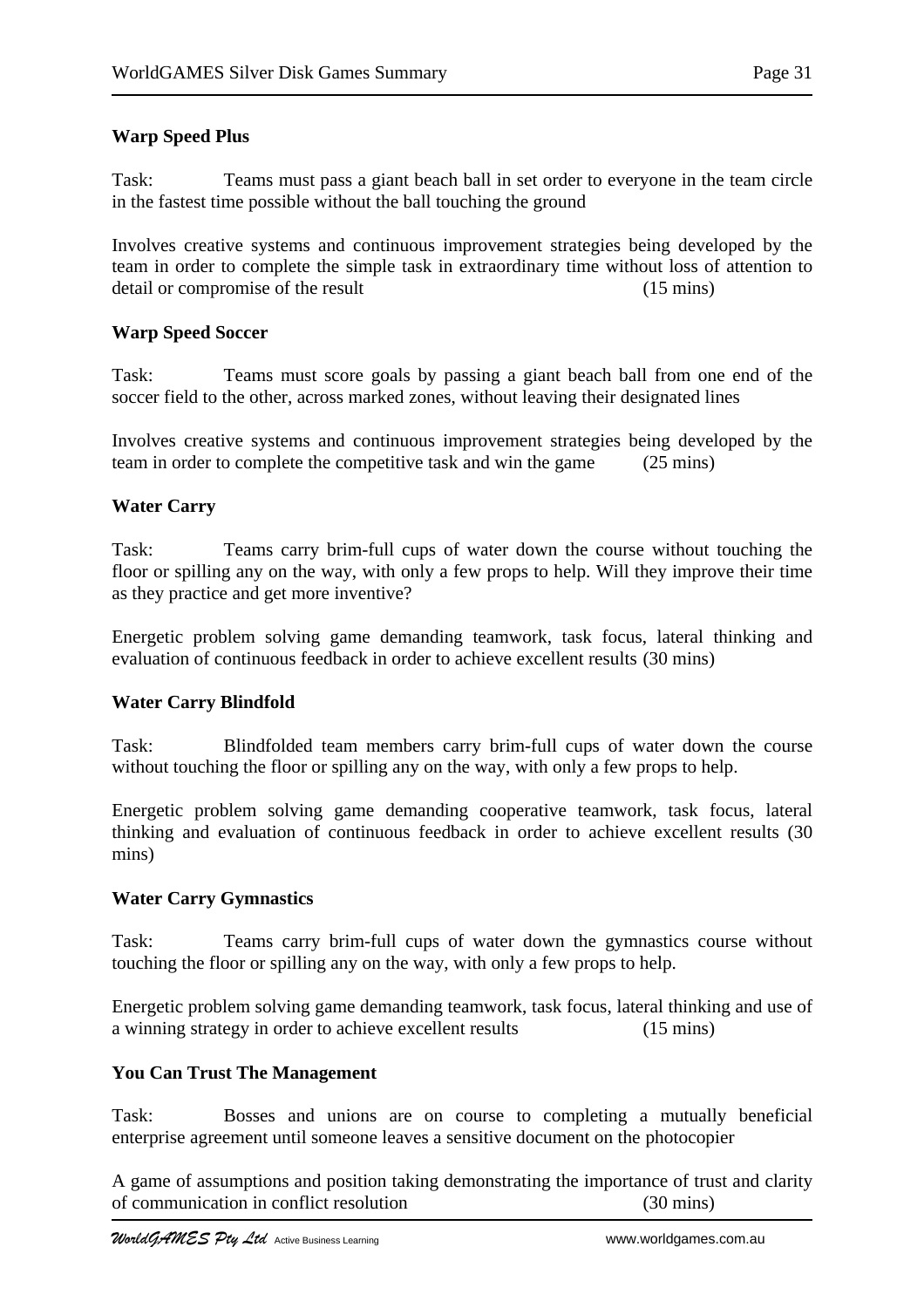**Warp Speed Plus**

Task: Teams must pass a giant beach ball in set order to everyone in the team circle in the fastest time possible without the ball touching the ground

Involves creative systems and continuous improvement strategies being developed by the team in order to complete the simple task in extraordinary time without loss of attention to detail or compromise of the result (15 mins)

**Warp Speed Soccer**

Task: Teams must score goals by passing a giant beach ball from one end of the soccer field to the other, across marked zones, without leaving their designated lines

Involves creative systems and continuous improvement strategies being developed by the team in order to complete the competitive task and win the game (25 mins)

**Water Carry**

Task: Teams carry brim-full cups of water down the course without touching the floor or spilling any on the way, with only a few props to help. Will they improve their time as they practice and get more inventive?

Energetic problem solving game demanding teamwork, task focus, lateral thinking and evaluation of continuous feedback in order to achieve excellent results (30 mins)

**Water Carry Blindfold**

Task: Blindfolded team members carry brim-full cups of water down the course without touching the floor or spilling any on the way, with only a few props to help.

Energetic problem solving game demanding cooperative teamwork, task focus, lateral thinking and evaluation of continuous feedback in order to achieve excellent results (30 mins)

**Water Carry Gymnastics**

Task: Teams carry brim-full cups of water down the gymnastics course without touching the floor or spilling any on the way, with only a few props to help.

Energetic problem solving game demanding teamwork, task focus, lateral thinking and use of a winning strategy in order to achieve excellent results (15 mins)

**You Can Trust The Management**

Task: Bosses and unions are on course to completing a mutually beneficial enterprise agreement until someone leaves a sensitive document on the photocopier

A game of assumptions and position taking demonstrating the importance of trust and clarity of communication in conflict resolution (30 mins)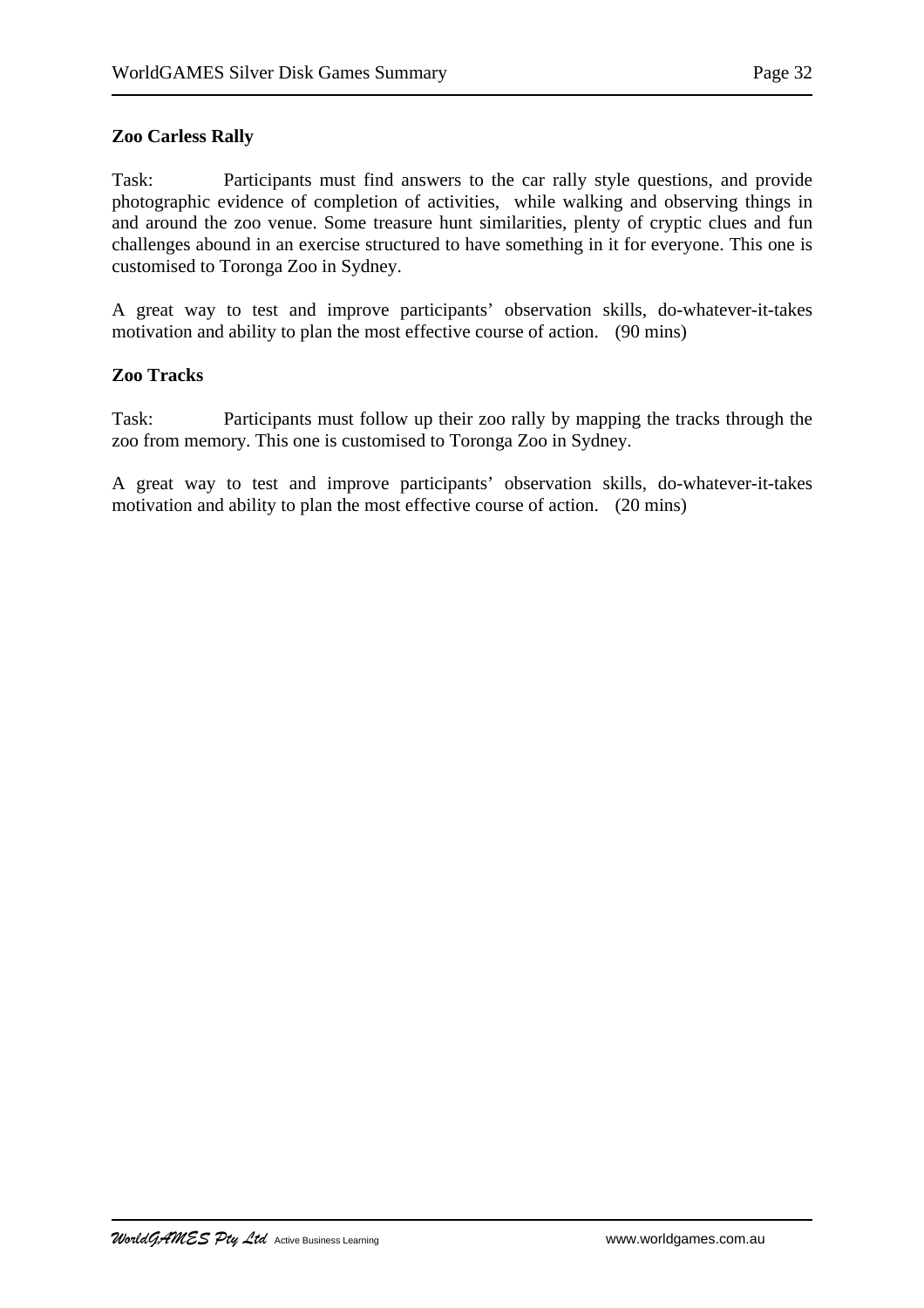### Zoo Carless Rally

Task: Participants must find answers to the car rally style questions, and provide photographic evidence of completion of activities, while walking and observing things in and around the zoo venue. Some treasure hunt similarities, plenty of cryptic clues and fun challenges abound in an exercise structured to have something in it for everyone. This one is customised to Toronga Zoo in Sydney.

A great way to test and improve participants' observation skills, do-whatever-it-takes motivation and ability to plan the most effective course of action. (90 mins)

### Zoo Tracks

Task: Participants must follow up their zoo rally by mapping the tracks through the zoo from memory. This one is customised to Toronga Zoo in Sydney.

A great way to test and improve participants' observation skills, do-whatever-it-takes motivation and ability to plan the most effective course of action. (20 mins)